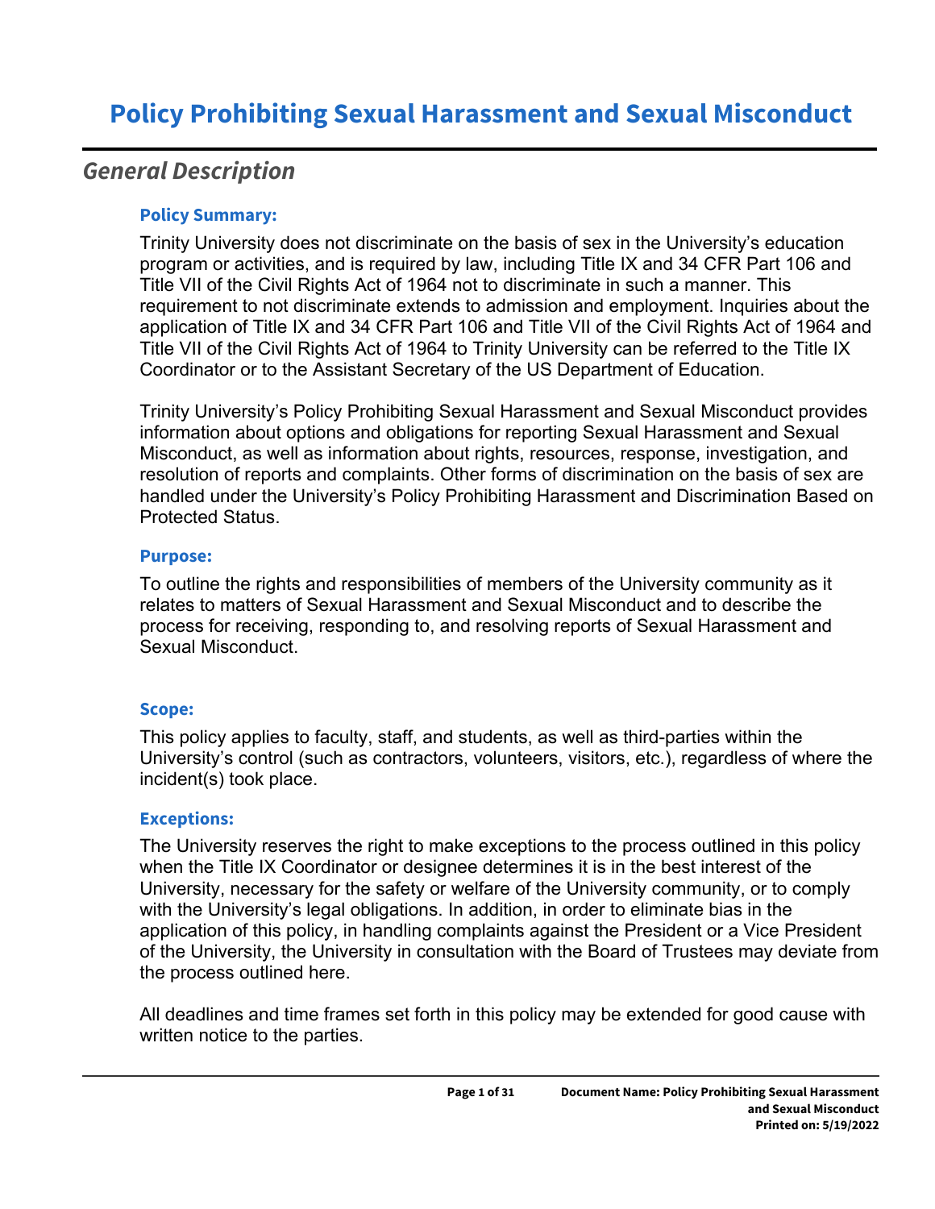# Policy Prohibiting Sexual Harassment and Sexual Misconduct

## *General Description*

### Policy Summary:

Trinity University does not discriminate on the basis of sex in the University's education program or activities, and is required by law, including Title IX and 34 CFR Part 106 and Title VII of the Civil Rights Act of 1964 not to discriminate in such a manner. This requirement to not discriminate extends to admission and employment. Inquiries about the application of Title IX and 34 CFR Part 106 and Title VII of the Civil Rights Act of 1964 and Title VII of the Civil Rights Act of 1964 to Trinity University can be referred to the Title IX Coordinator or to the Assistant Secretary of the US Department of Education.

Trinity University's Policy Prohibiting Sexual Harassment and Sexual Misconduct provides information about options and obligations for reporting Sexual Harassment and Sexual Misconduct, as well as information about rights, resources, response, investigation, and resolution of reports and complaints. Other forms of discrimination on the basis of sex are handled under the University's Policy Prohibiting Harassment and Discrimination Based on Protected Status.

### Purpose:

To outline the rights and responsibilities of members of the University community as it relates to matters of Sexual Harassment and Sexual Misconduct and to describe the process for receiving, responding to, and resolving reports of Sexual Harassment and Sexual Misconduct.

### Scope:

This policy applies to faculty, staff, and students, as well as third-parties within the University's control (such as contractors, volunteers, visitors, etc.), regardless of where the incident(s) took place.

### Exceptions:

The University reserves the right to make exceptions to the process outlined in this policy when the Title IX Coordinator or designee determines it is in the best interest of the University, necessary for the safety or welfare of the University community, or to comply with the University's legal obligations. In addition, in order to eliminate bias in the application of this policy, in handling complaints against the President or a Vice President of the University, the University in consultation with the Board of Trustees may deviate from the process outlined here.

All deadlines and time frames set forth in this policy may be extended for good cause with written notice to the parties.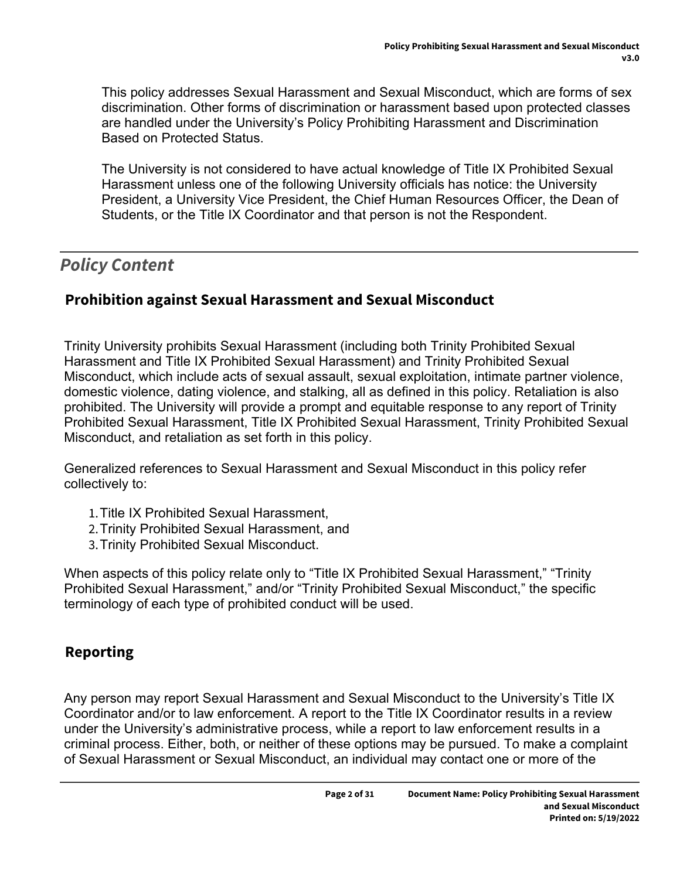This policy addresses Sexual Harassment and Sexual Misconduct, which are forms of sex discrimination. Other forms of discrimination or harassment based upon protected classes are handled under the University's Policy Prohibiting Harassment and Discrimination Based on Protected Status.

The University is not considered to have actual knowledge of Title IX Prohibited Sexual Harassment unless one of the following University officials has notice: the University President, a University Vice President, the Chief Human Resources Officer, the Dean of Students, or the Title IX Coordinator and that person is not the Respondent.

## *Policy Content*

### Prohibition against Sexual Harassment and Sexual Misconduct

Trinity University prohibits Sexual Harassment (including both Trinity Prohibited Sexual Harassment and Title IX Prohibited Sexual Harassment) and Trinity Prohibited Sexual Misconduct, which include acts of sexual assault, sexual exploitation, intimate partner violence, domestic violence, dating violence, and stalking, all as defined in this policy. Retaliation is also prohibited. The University will provide a prompt and equitable response to any report of Trinity Prohibited Sexual Harassment, Title IX Prohibited Sexual Harassment, Trinity Prohibited Sexual Misconduct, and retaliation as set forth in this policy.

Generalized references to Sexual Harassment and Sexual Misconduct in this policy refer collectively to:

1. Title IX Prohibited Sexual Harassment,
2. Trinity Prohibited Sexual Harassment, and
3. Trinity Prohibited Sexual Misconduct.

When aspects of this policy relate only to "Title IX Prohibited Sexual Harassment," "Trinity Prohibited Sexual Harassment," and/or "Trinity Prohibited Sexual Misconduct," the specific terminology of each type of prohibited conduct will be used.

### Reporting

Any person may report Sexual Harassment and Sexual Misconduct to the University's Title IX Coordinator and/or to law enforcement. A report to the Title IX Coordinator results in a review under the University's administrative process, while a report to law enforcement results in a criminal process. Either, both, or neither of these options may be pursued. To make a complaint of Sexual Harassment or Sexual Misconduct, an individual may contact one or more of the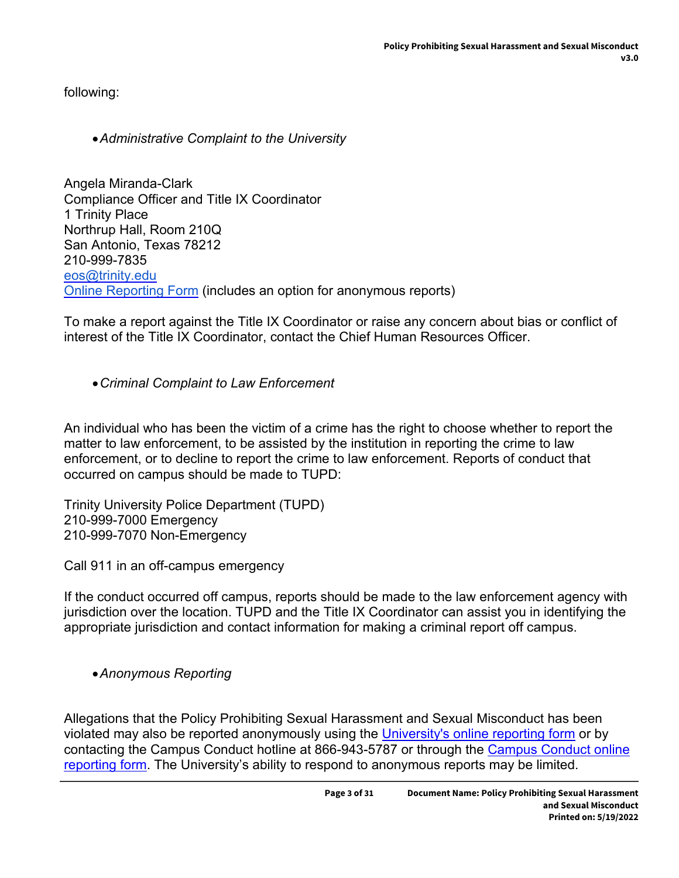following:

- *Administrative Complaint to the University*

Angela Miranda-Clark
Compliance Officer and Title IX Coordinator
1 Trinity Place
Northrup Hall, Room 210Q
San Antonio, Texas 78212
210-999-7835
eos@trinity.edu
Online Reporting Form (includes an option for anonymous reports)

To make a report against the Title IX Coordinator or raise any concern about bias or conflict of interest of the Title IX Coordinator, contact the Chief Human Resources Officer.

- *Criminal Complaint to Law Enforcement*

An individual who has been the victim of a crime has the right to choose whether to report the matter to law enforcement, to be assisted by the institution in reporting the crime to law enforcement, or to decline to report the crime to law enforcement. Reports of conduct that occurred on campus should be made to TUPD:

Trinity University Police Department (TUPD)
210-999-7000 Emergency
210-999-7070 Non-Emergency

Call 911 in an off-campus emergency

If the conduct occurred off campus, reports should be made to the law enforcement agency with jurisdiction over the location. TUPD and the Title IX Coordinator can assist you in identifying the appropriate jurisdiction and contact information for making a criminal report off campus.

- *Anonymous Reporting*

Allegations that the Policy Prohibiting Sexual Harassment and Sexual Misconduct has been violated may also be reported anonymously using the University's online reporting form or by contacting the Campus Conduct hotline at 866-943-5787 or through the Campus Conduct online reporting form. The University's ability to respond to anonymous reports may be limited.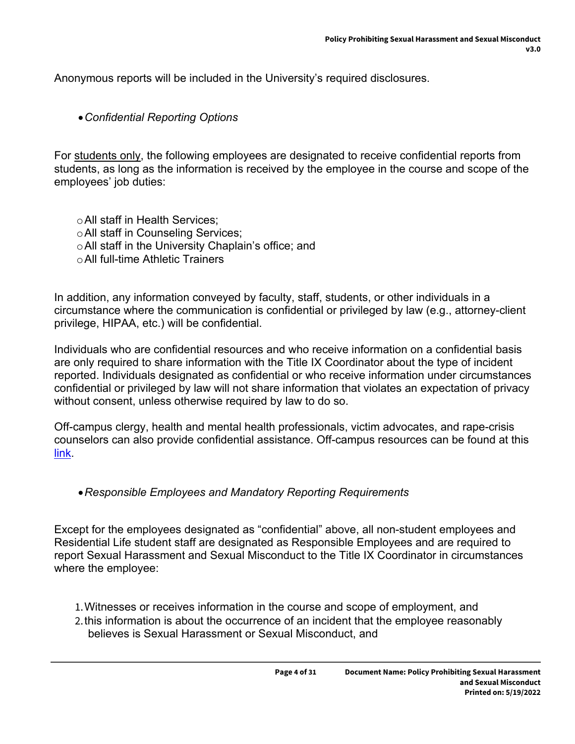Anonymous reports will be included in the University's required disclosures.

- *Confidential Reporting Options*

For <u>students only</u>, the following employees are designated to receive confidential reports from students, as long as the information is received by the employee in the course and scope of the employees' job duties:

  - All staff in Health Services;
  - All staff in Counseling Services;
  - All staff in the University Chaplain's office; and
  - All full-time Athletic Trainers

In addition, any information conveyed by faculty, staff, students, or other individuals in a circumstance where the communication is confidential or privileged by law (e.g., attorney-client privilege, HIPAA, etc.) will be confidential.

Individuals who are confidential resources and who receive information on a confidential basis are only required to share information with the Title IX Coordinator about the type of incident reported. Individuals designated as confidential or who receive information under circumstances confidential or privileged by law will not share information that violates an expectation of privacy without consent, unless otherwise required by law to do so.

Off-campus clergy, health and mental health professionals, victim advocates, and rape-crisis counselors can also provide confidential assistance. Off-campus resources can be found at this link.

- *Responsible Employees and Mandatory Reporting Requirements*

Except for the employees designated as "confidential" above, all non-student employees and Residential Life student staff are designated as Responsible Employees and are required to report Sexual Harassment and Sexual Misconduct to the Title IX Coordinator in circumstances where the employee:

1. Witnesses or receives information in the course and scope of employment, and
2. this information is about the occurrence of an incident that the employee reasonably believes is Sexual Harassment or Sexual Misconduct, and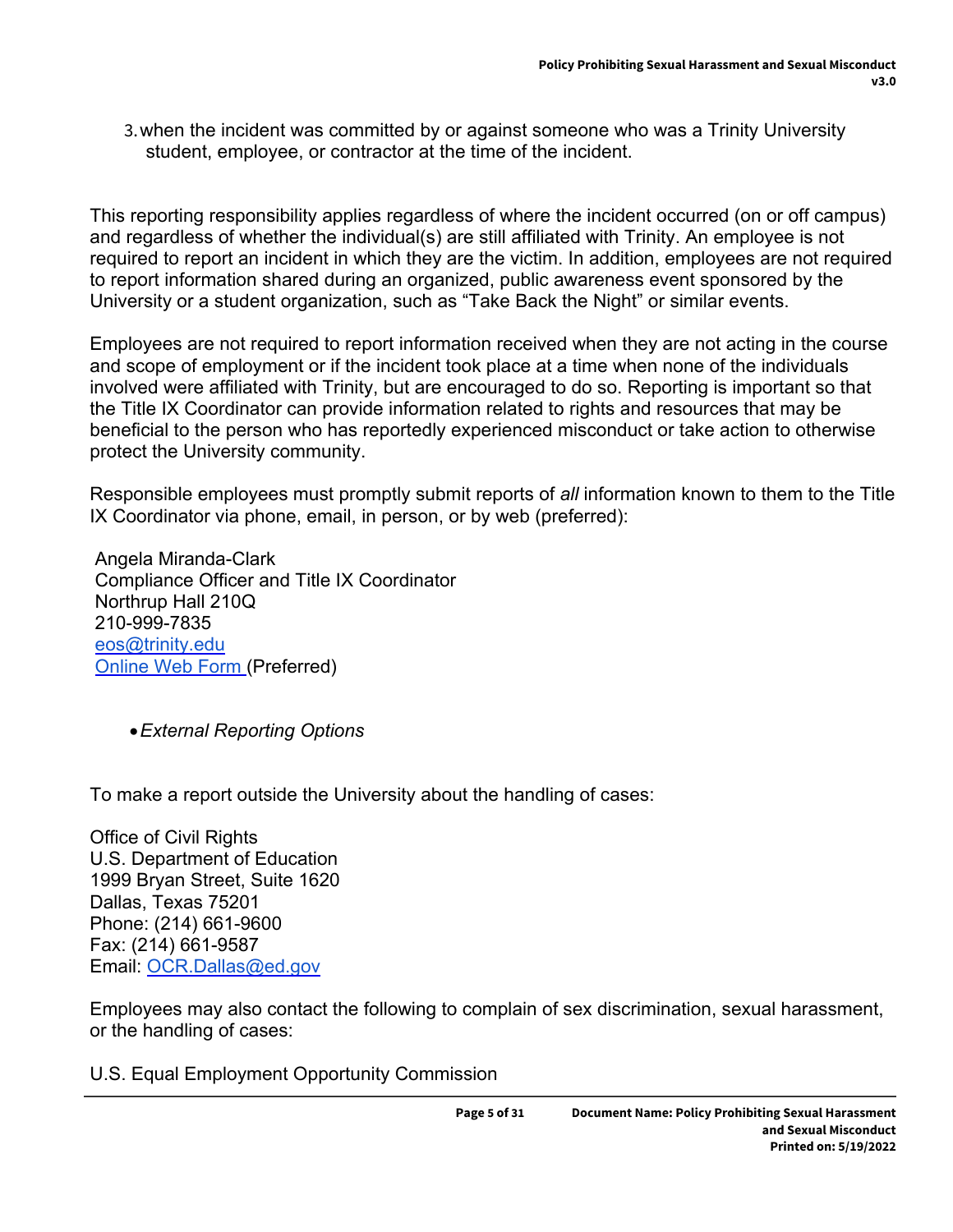3. when the incident was committed by or against someone who was a Trinity University student, employee, or contractor at the time of the incident.

This reporting responsibility applies regardless of where the incident occurred (on or off campus) and regardless of whether the individual(s) are still affiliated with Trinity. An employee is not required to report an incident in which they are the victim. In addition, employees are not required to report information shared during an organized, public awareness event sponsored by the University or a student organization, such as “Take Back the Night” or similar events.

Employees are not required to report information received when they are not acting in the course and scope of employment or if the incident took place at a time when none of the individuals involved were affiliated with Trinity, but are encouraged to do so. Reporting is important so that the Title IX Coordinator can provide information related to rights and resources that may be beneficial to the person who has reportedly experienced misconduct or take action to otherwise protect the University community.

Responsible employees must promptly submit reports of *all* information known to them to the Title IX Coordinator via phone, email, in person, or by web (preferred):

Angela Miranda-Clark
Compliance Officer and Title IX Coordinator
Northrup Hall 210Q
210-999-7835
eos@trinity.edu
Online Web Form (Preferred)

- *External Reporting Options*

To make a report outside the University about the handling of cases:

Office of Civil Rights
U.S. Department of Education
1999 Bryan Street, Suite 1620
Dallas, Texas 75201
Phone: (214) 661-9600
Fax: (214) 661-9587
Email: OCR.Dallas@ed.gov

Employees may also contact the following to complain of sex discrimination, sexual harassment, or the handling of cases:

U.S. Equal Employment Opportunity Commission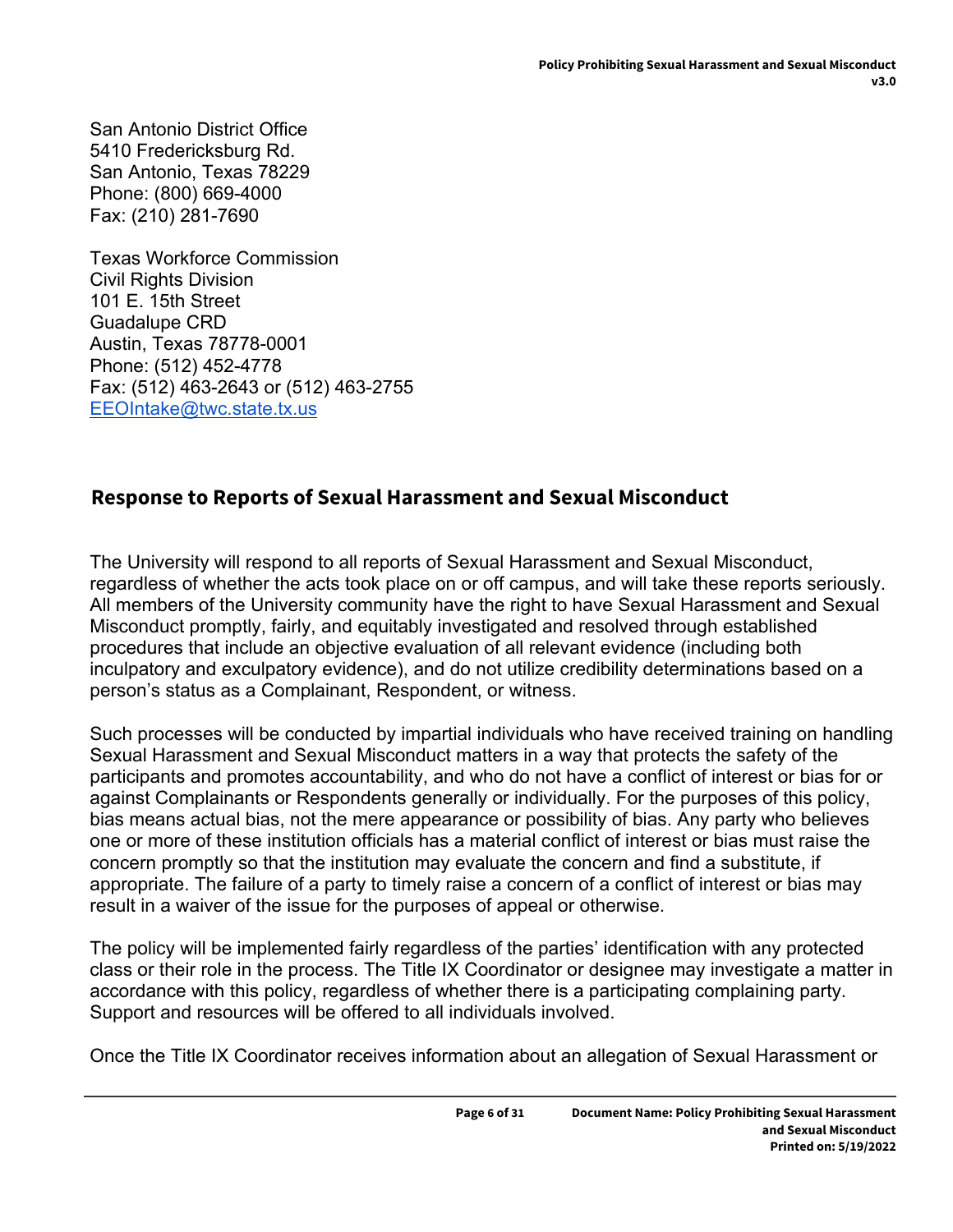San Antonio District Office
5410 Fredericksburg Rd.
San Antonio, Texas 78229
Phone: (800) 669-4000
Fax: (210) 281-7690

Texas Workforce Commission
Civil Rights Division
101 E. 15th Street
Guadalupe CRD
Austin, Texas 78778-0001
Phone: (512) 452-4778
Fax: (512) 463-2643 or (512) 463-2755
[EEOIntake@twc.state.tx.us](mailto:EEOIntake@twc.state.tx.us)

## Response to Reports of Sexual Harassment and Sexual Misconduct

The University will respond to all reports of Sexual Harassment and Sexual Misconduct, regardless of whether the acts took place on or off campus, and will take these reports seriously. All members of the University community have the right to have Sexual Harassment and Sexual Misconduct promptly, fairly, and equitably investigated and resolved through established procedures that include an objective evaluation of all relevant evidence (including both inculpatory and exculpatory evidence), and do not utilize credibility determinations based on a person's status as a Complainant, Respondent, or witness.

Such processes will be conducted by impartial individuals who have received training on handling Sexual Harassment and Sexual Misconduct matters in a way that protects the safety of the participants and promotes accountability, and who do not have a conflict of interest or bias for or against Complainants or Respondents generally or individually. For the purposes of this policy, bias means actual bias, not the mere appearance or possibility of bias. Any party who believes one or more of these institution officials has a material conflict of interest or bias must raise the concern promptly so that the institution may evaluate the concern and find a substitute, if appropriate. The failure of a party to timely raise a concern of a conflict of interest or bias may result in a waiver of the issue for the purposes of appeal or otherwise.

The policy will be implemented fairly regardless of the parties' identification with any protected class or their role in the process. The Title IX Coordinator or designee may investigate a matter in accordance with this policy, regardless of whether there is a participating complaining party. Support and resources will be offered to all individuals involved.

Once the Title IX Coordinator receives information about an allegation of Sexual Harassment or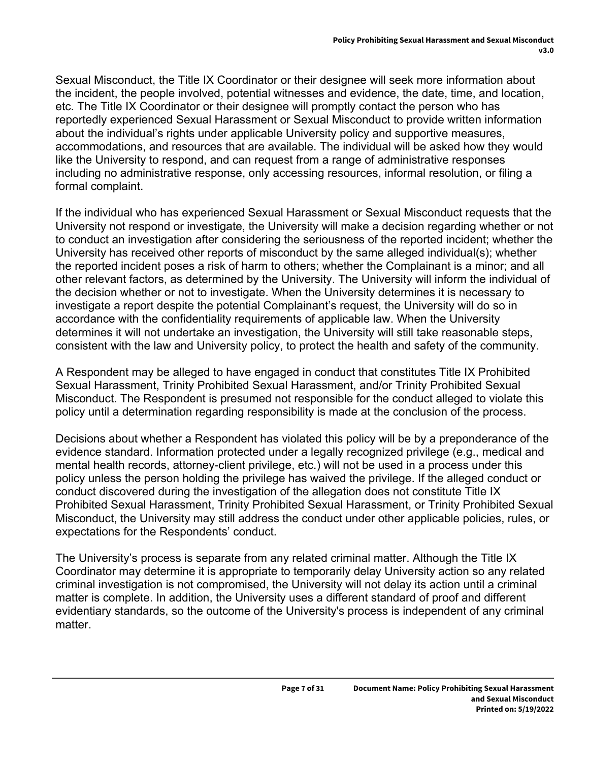Sexual Misconduct, the Title IX Coordinator or their designee will seek more information about the incident, the people involved, potential witnesses and evidence, the date, time, and location, etc. The Title IX Coordinator or their designee will promptly contact the person who has reportedly experienced Sexual Harassment or Sexual Misconduct to provide written information about the individual's rights under applicable University policy and supportive measures, accommodations, and resources that are available. The individual will be asked how they would like the University to respond, and can request from a range of administrative responses including no administrative response, only accessing resources, informal resolution, or filing a formal complaint.

If the individual who has experienced Sexual Harassment or Sexual Misconduct requests that the University not respond or investigate, the University will make a decision regarding whether or not to conduct an investigation after considering the seriousness of the reported incident; whether the University has received other reports of misconduct by the same alleged individual(s); whether the reported incident poses a risk of harm to others; whether the Complainant is a minor; and all other relevant factors, as determined by the University. The University will inform the individual of the decision whether or not to investigate. When the University determines it is necessary to investigate a report despite the potential Complainant's request, the University will do so in accordance with the confidentiality requirements of applicable law. When the University determines it will not undertake an investigation, the University will still take reasonable steps, consistent with the law and University policy, to protect the health and safety of the community.

A Respondent may be alleged to have engaged in conduct that constitutes Title IX Prohibited Sexual Harassment, Trinity Prohibited Sexual Harassment, and/or Trinity Prohibited Sexual Misconduct. The Respondent is presumed not responsible for the conduct alleged to violate this policy until a determination regarding responsibility is made at the conclusion of the process.

Decisions about whether a Respondent has violated this policy will be by a preponderance of the evidence standard. Information protected under a legally recognized privilege (e.g., medical and mental health records, attorney-client privilege, etc.) will not be used in a process under this policy unless the person holding the privilege has waived the privilege. If the alleged conduct or conduct discovered during the investigation of the allegation does not constitute Title IX Prohibited Sexual Harassment, Trinity Prohibited Sexual Harassment, or Trinity Prohibited Sexual Misconduct, the University may still address the conduct under other applicable policies, rules, or expectations for the Respondents' conduct.

The University's process is separate from any related criminal matter. Although the Title IX Coordinator may determine it is appropriate to temporarily delay University action so any related criminal investigation is not compromised, the University will not delay its action until a criminal matter is complete. In addition, the University uses a different standard of proof and different evidentiary standards, so the outcome of the University's process is independent of any criminal matter.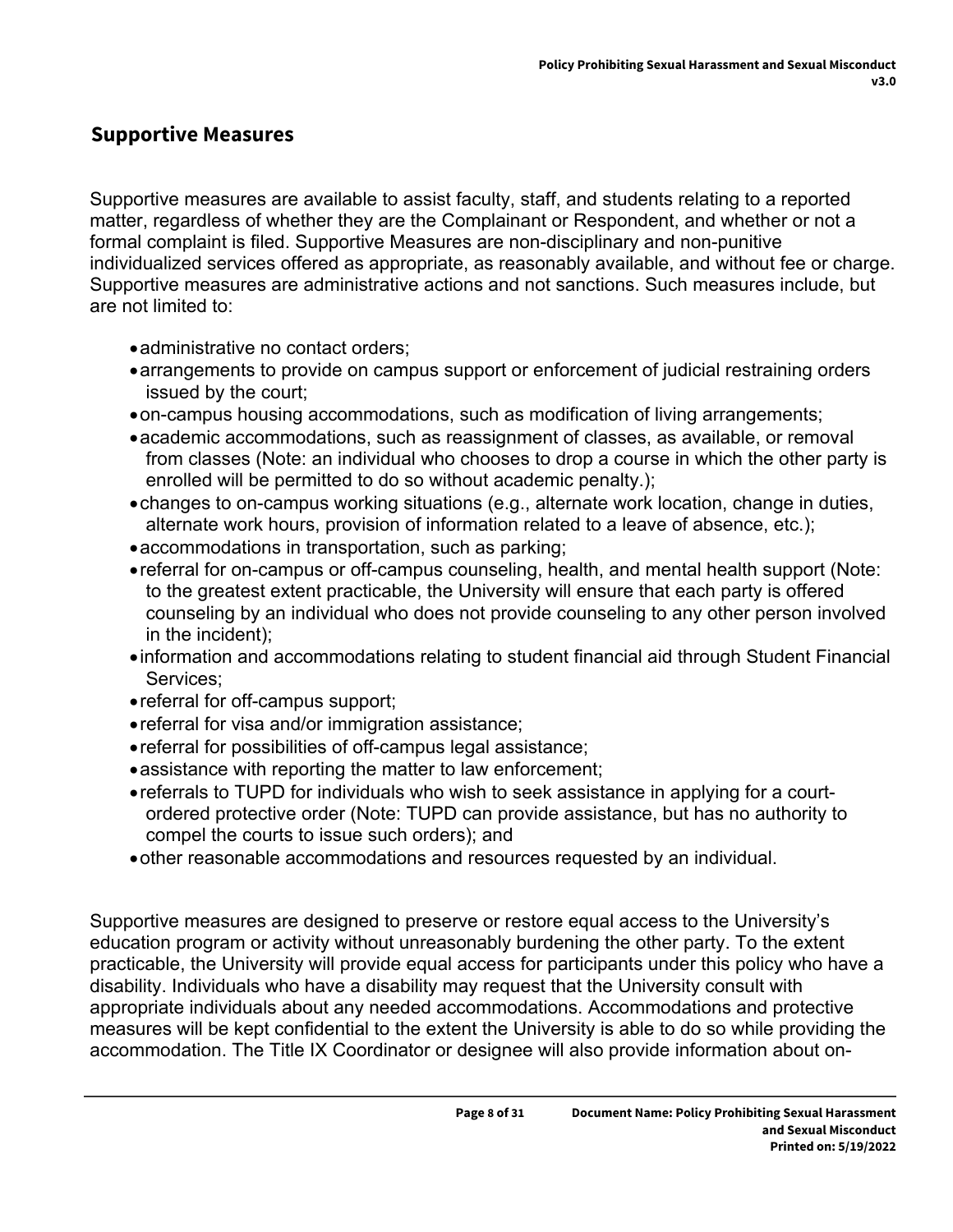## Supportive Measures

Supportive measures are available to assist faculty, staff, and students relating to a reported matter, regardless of whether they are the Complainant or Respondent, and whether or not a formal complaint is filed. Supportive Measures are non-disciplinary and non-punitive individualized services offered as appropriate, as reasonably available, and without fee or charge. Supportive measures are administrative actions and not sanctions. Such measures include, but are not limited to:

- administrative no contact orders;
- arrangements to provide on campus support or enforcement of judicial restraining orders issued by the court;
- on-campus housing accommodations, such as modification of living arrangements;
- academic accommodations, such as reassignment of classes, as available, or removal from classes (Note: an individual who chooses to drop a course in which the other party is enrolled will be permitted to do so without academic penalty.);
- changes to on-campus working situations (e.g., alternate work location, change in duties, alternate work hours, provision of information related to a leave of absence, etc.);
- accommodations in transportation, such as parking;
- referral for on-campus or off-campus counseling, health, and mental health support (Note: to the greatest extent practicable, the University will ensure that each party is offered counseling by an individual who does not provide counseling to any other person involved in the incident);
- information and accommodations relating to student financial aid through Student Financial Services;
- referral for off-campus support;
- referral for visa and/or immigration assistance;
- referral for possibilities of off-campus legal assistance;
- assistance with reporting the matter to law enforcement;
- referrals to TUPD for individuals who wish to seek assistance in applying for a court-ordered protective order (Note: TUPD can provide assistance, but has no authority to compel the courts to issue such orders); and
- other reasonable accommodations and resources requested by an individual.

Supportive measures are designed to preserve or restore equal access to the University's education program or activity without unreasonably burdening the other party. To the extent practicable, the University will provide equal access for participants under this policy who have a disability. Individuals who have a disability may request that the University consult with appropriate individuals about any needed accommodations. Accommodations and protective measures will be kept confidential to the extent the University is able to do so while providing the accommodation. The Title IX Coordinator or designee will also provide information about on-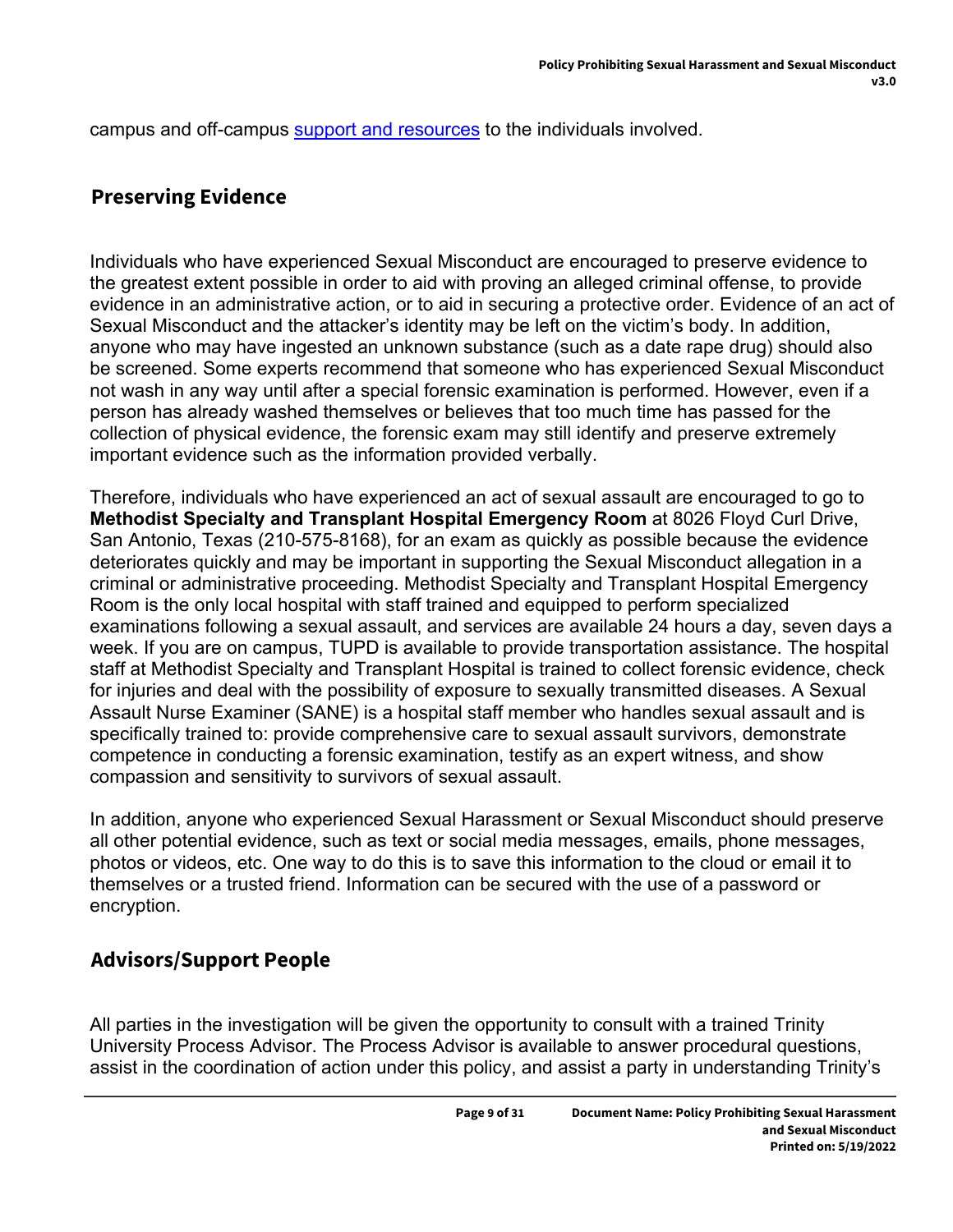campus and off-campus [support and resources](support and resources) to the individuals involved.

## Preserving Evidence

Individuals who have experienced Sexual Misconduct are encouraged to preserve evidence to the greatest extent possible in order to aid with proving an alleged criminal offense, to provide evidence in an administrative action, or to aid in securing a protective order. Evidence of an act of Sexual Misconduct and the attacker's identity may be left on the victim's body. In addition, anyone who may have ingested an unknown substance (such as a date rape drug) should also be screened. Some experts recommend that someone who has experienced Sexual Misconduct not wash in any way until after a special forensic examination is performed. However, even if a person has already washed themselves or believes that too much time has passed for the collection of physical evidence, the forensic exam may still identify and preserve extremely important evidence such as the information provided verbally.

Therefore, individuals who have experienced an act of sexual assault are encouraged to go to **Methodist Specialty and Transplant Hospital Emergency Room** at 8026 Floyd Curl Drive, San Antonio, Texas (210-575-8168), for an exam as quickly as possible because the evidence deteriorates quickly and may be important in supporting the Sexual Misconduct allegation in a criminal or administrative proceeding. Methodist Specialty and Transplant Hospital Emergency Room is the only local hospital with staff trained and equipped to perform specialized examinations following a sexual assault, and services are available 24 hours a day, seven days a week. If you are on campus, TUPD is available to provide transportation assistance. The hospital staff at Methodist Specialty and Transplant Hospital is trained to collect forensic evidence, check for injuries and deal with the possibility of exposure to sexually transmitted diseases. A Sexual Assault Nurse Examiner (SANE) is a hospital staff member who handles sexual assault and is specifically trained to: provide comprehensive care to sexual assault survivors, demonstrate competence in conducting a forensic examination, testify as an expert witness, and show compassion and sensitivity to survivors of sexual assault.

In addition, anyone who experienced Sexual Harassment or Sexual Misconduct should preserve all other potential evidence, such as text or social media messages, emails, phone messages, photos or videos, etc. One way to do this is to save this information to the cloud or email it to themselves or a trusted friend. Information can be secured with the use of a password or encryption.

## Advisors/Support People

All parties in the investigation will be given the opportunity to consult with a trained Trinity University Process Advisor. The Process Advisor is available to answer procedural questions, assist in the coordination of action under this policy, and assist a party in understanding Trinity's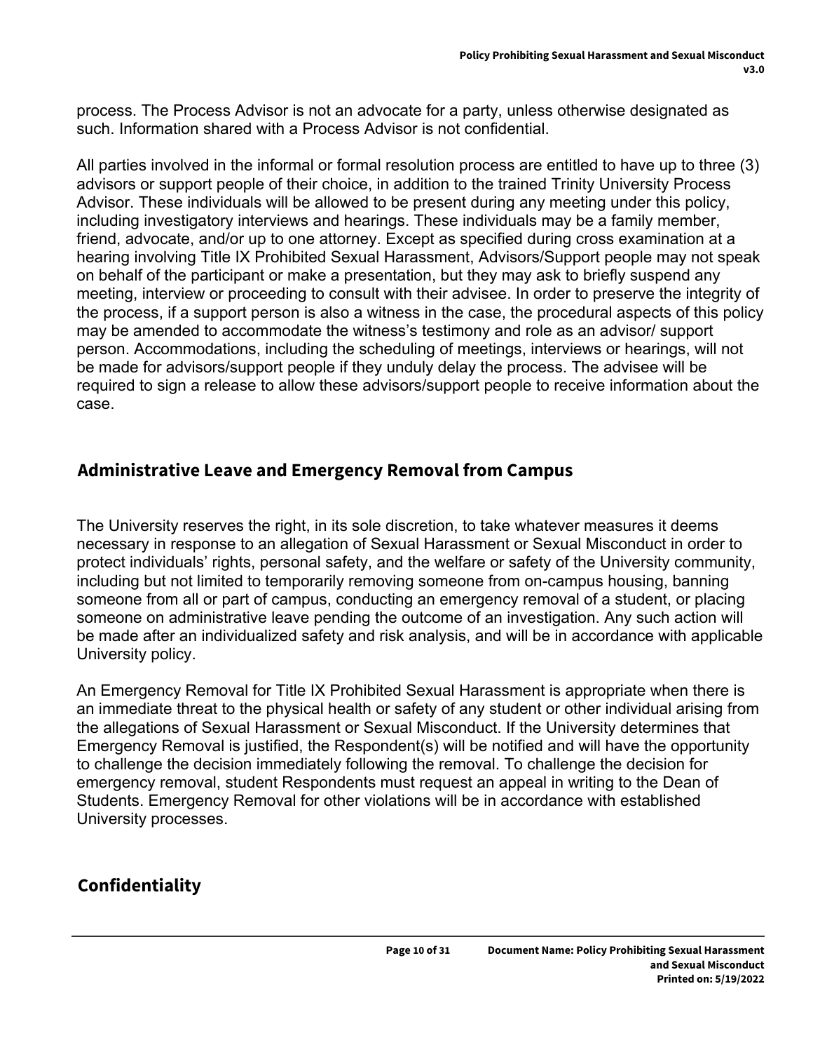process. The Process Advisor is not an advocate for a party, unless otherwise designated as such. Information shared with a Process Advisor is not confidential.

All parties involved in the informal or formal resolution process are entitled to have up to three (3) advisors or support people of their choice, in addition to the trained Trinity University Process Advisor. These individuals will be allowed to be present during any meeting under this policy, including investigatory interviews and hearings. These individuals may be a family member, friend, advocate, and/or up to one attorney. Except as specified during cross examination at a hearing involving Title IX Prohibited Sexual Harassment, Advisors/Support people may not speak on behalf of the participant or make a presentation, but they may ask to briefly suspend any meeting, interview or proceeding to consult with their advisee. In order to preserve the integrity of the process, if a support person is also a witness in the case, the procedural aspects of this policy may be amended to accommodate the witness's testimony and role as an advisor/ support person. Accommodations, including the scheduling of meetings, interviews or hearings, will not be made for advisors/support people if they unduly delay the process. The advisee will be required to sign a release to allow these advisors/support people to receive information about the case.

## Administrative Leave and Emergency Removal from Campus

The University reserves the right, in its sole discretion, to take whatever measures it deems necessary in response to an allegation of Sexual Harassment or Sexual Misconduct in order to protect individuals' rights, personal safety, and the welfare or safety of the University community, including but not limited to temporarily removing someone from on-campus housing, banning someone from all or part of campus, conducting an emergency removal of a student, or placing someone on administrative leave pending the outcome of an investigation. Any such action will be made after an individualized safety and risk analysis, and will be in accordance with applicable University policy.

An Emergency Removal for Title IX Prohibited Sexual Harassment is appropriate when there is an immediate threat to the physical health or safety of any student or other individual arising from the allegations of Sexual Harassment or Sexual Misconduct. If the University determines that Emergency Removal is justified, the Respondent(s) will be notified and will have the opportunity to challenge the decision immediately following the removal. To challenge the decision for emergency removal, student Respondents must request an appeal in writing to the Dean of Students. Emergency Removal for other violations will be in accordance with established University processes.

## Confidentiality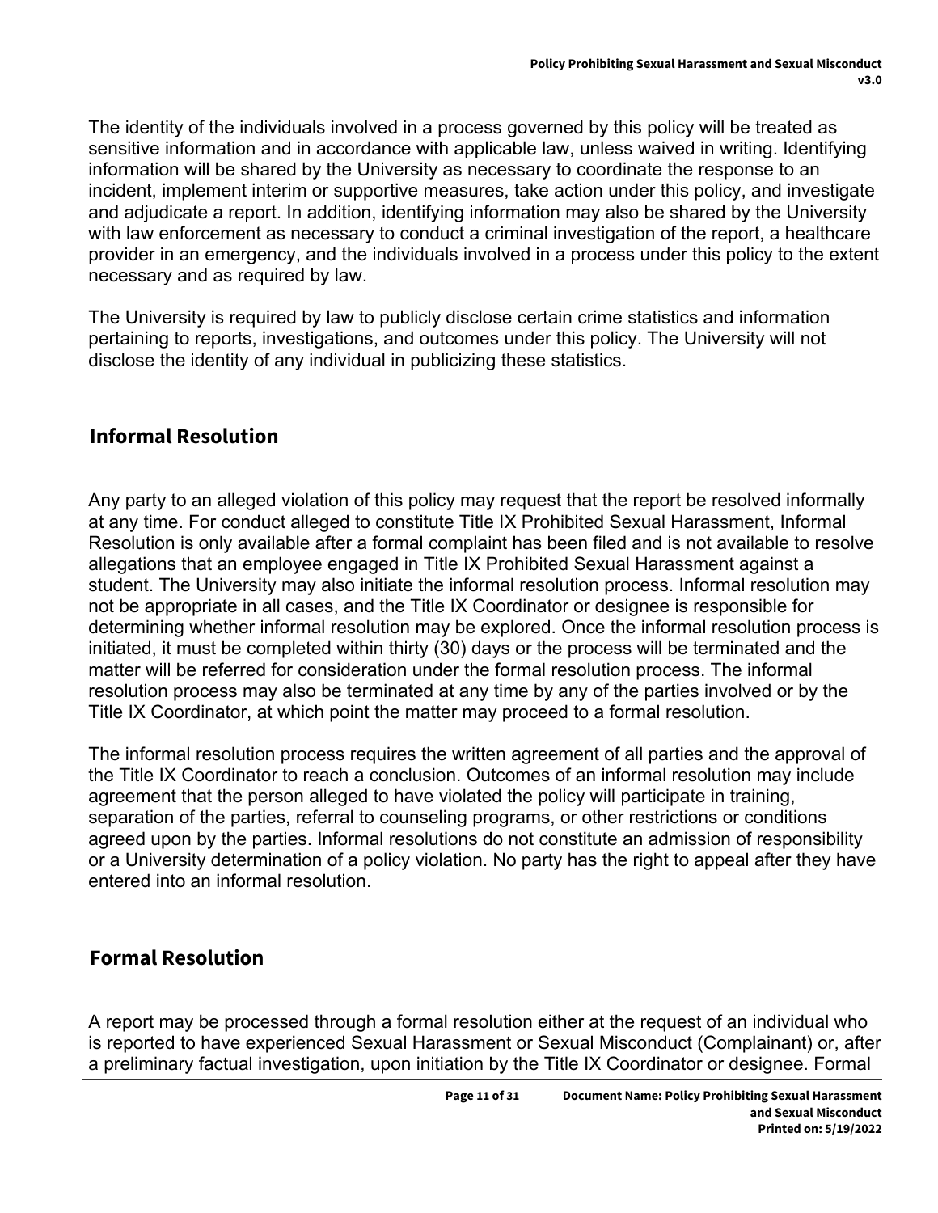The identity of the individuals involved in a process governed by this policy will be treated as sensitive information and in accordance with applicable law, unless waived in writing. Identifying information will be shared by the University as necessary to coordinate the response to an incident, implement interim or supportive measures, take action under this policy, and investigate and adjudicate a report. In addition, identifying information may also be shared by the University with law enforcement as necessary to conduct a criminal investigation of the report, a healthcare provider in an emergency, and the individuals involved in a process under this policy to the extent necessary and as required by law.

The University is required by law to publicly disclose certain crime statistics and information pertaining to reports, investigations, and outcomes under this policy. The University will not disclose the identity of any individual in publicizing these statistics.

## Informal Resolution

Any party to an alleged violation of this policy may request that the report be resolved informally at any time. For conduct alleged to constitute Title IX Prohibited Sexual Harassment, Informal Resolution is only available after a formal complaint has been filed and is not available to resolve allegations that an employee engaged in Title IX Prohibited Sexual Harassment against a student. The University may also initiate the informal resolution process. Informal resolution may not be appropriate in all cases, and the Title IX Coordinator or designee is responsible for determining whether informal resolution may be explored. Once the informal resolution process is initiated, it must be completed within thirty (30) days or the process will be terminated and the matter will be referred for consideration under the formal resolution process. The informal resolution process may also be terminated at any time by any of the parties involved or by the Title IX Coordinator, at which point the matter may proceed to a formal resolution.

The informal resolution process requires the written agreement of all parties and the approval of the Title IX Coordinator to reach a conclusion. Outcomes of an informal resolution may include agreement that the person alleged to have violated the policy will participate in training, separation of the parties, referral to counseling programs, or other restrictions or conditions agreed upon by the parties. Informal resolutions do not constitute an admission of responsibility or a University determination of a policy violation. No party has the right to appeal after they have entered into an informal resolution.

## Formal Resolution

A report may be processed through a formal resolution either at the request of an individual who is reported to have experienced Sexual Harassment or Sexual Misconduct (Complainant) or, after a preliminary factual investigation, upon initiation by the Title IX Coordinator or designee. Formal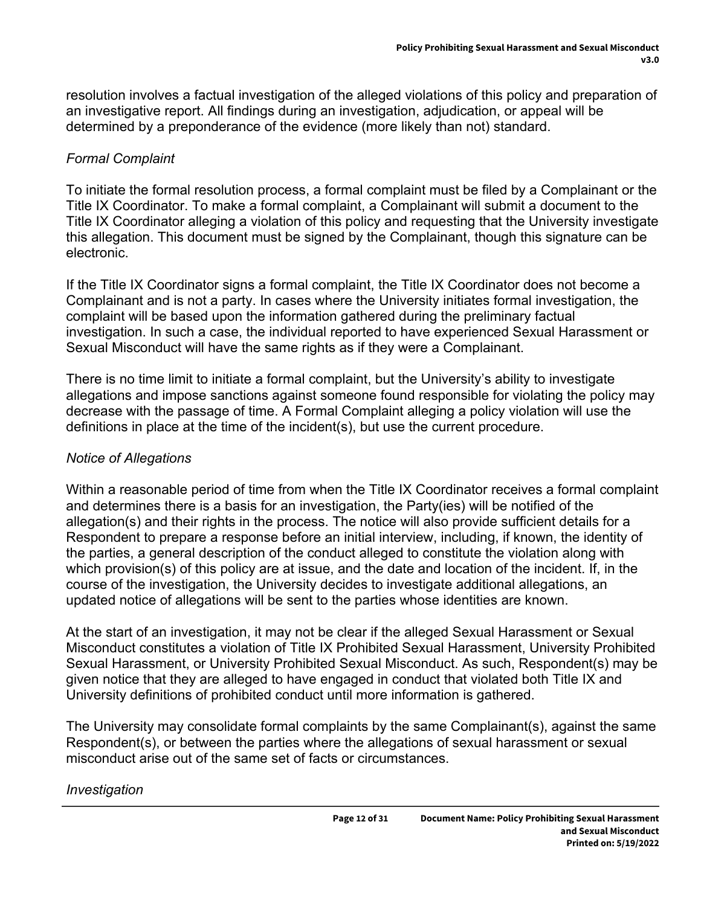resolution involves a factual investigation of the alleged violations of this policy and preparation of an investigative report. All findings during an investigation, adjudication, or appeal will be determined by a preponderance of the evidence (more likely than not) standard.

*Formal Complaint*

To initiate the formal resolution process, a formal complaint must be filed by a Complainant or the Title IX Coordinator. To make a formal complaint, a Complainant will submit a document to the Title IX Coordinator alleging a violation of this policy and requesting that the University investigate this allegation. This document must be signed by the Complainant, though this signature can be electronic.

If the Title IX Coordinator signs a formal complaint, the Title IX Coordinator does not become a Complainant and is not a party. In cases where the University initiates formal investigation, the complaint will be based upon the information gathered during the preliminary factual investigation. In such a case, the individual reported to have experienced Sexual Harassment or Sexual Misconduct will have the same rights as if they were a Complainant.

There is no time limit to initiate a formal complaint, but the University's ability to investigate allegations and impose sanctions against someone found responsible for violating the policy may decrease with the passage of time. A Formal Complaint alleging a policy violation will use the definitions in place at the time of the incident(s), but use the current procedure.

*Notice of Allegations*

Within a reasonable period of time from when the Title IX Coordinator receives a formal complaint and determines there is a basis for an investigation, the Party(ies) will be notified of the allegation(s) and their rights in the process. The notice will also provide sufficient details for a Respondent to prepare a response before an initial interview, including, if known, the identity of the parties, a general description of the conduct alleged to constitute the violation along with which provision(s) of this policy are at issue, and the date and location of the incident. If, in the course of the investigation, the University decides to investigate additional allegations, an updated notice of allegations will be sent to the parties whose identities are known.

At the start of an investigation, it may not be clear if the alleged Sexual Harassment or Sexual Misconduct constitutes a violation of Title IX Prohibited Sexual Harassment, University Prohibited Sexual Harassment, or University Prohibited Sexual Misconduct. As such, Respondent(s) may be given notice that they are alleged to have engaged in conduct that violated both Title IX and University definitions of prohibited conduct until more information is gathered.

The University may consolidate formal complaints by the same Complainant(s), against the same Respondent(s), or between the parties where the allegations of sexual harassment or sexual misconduct arise out of the same set of facts or circumstances.

*Investigation*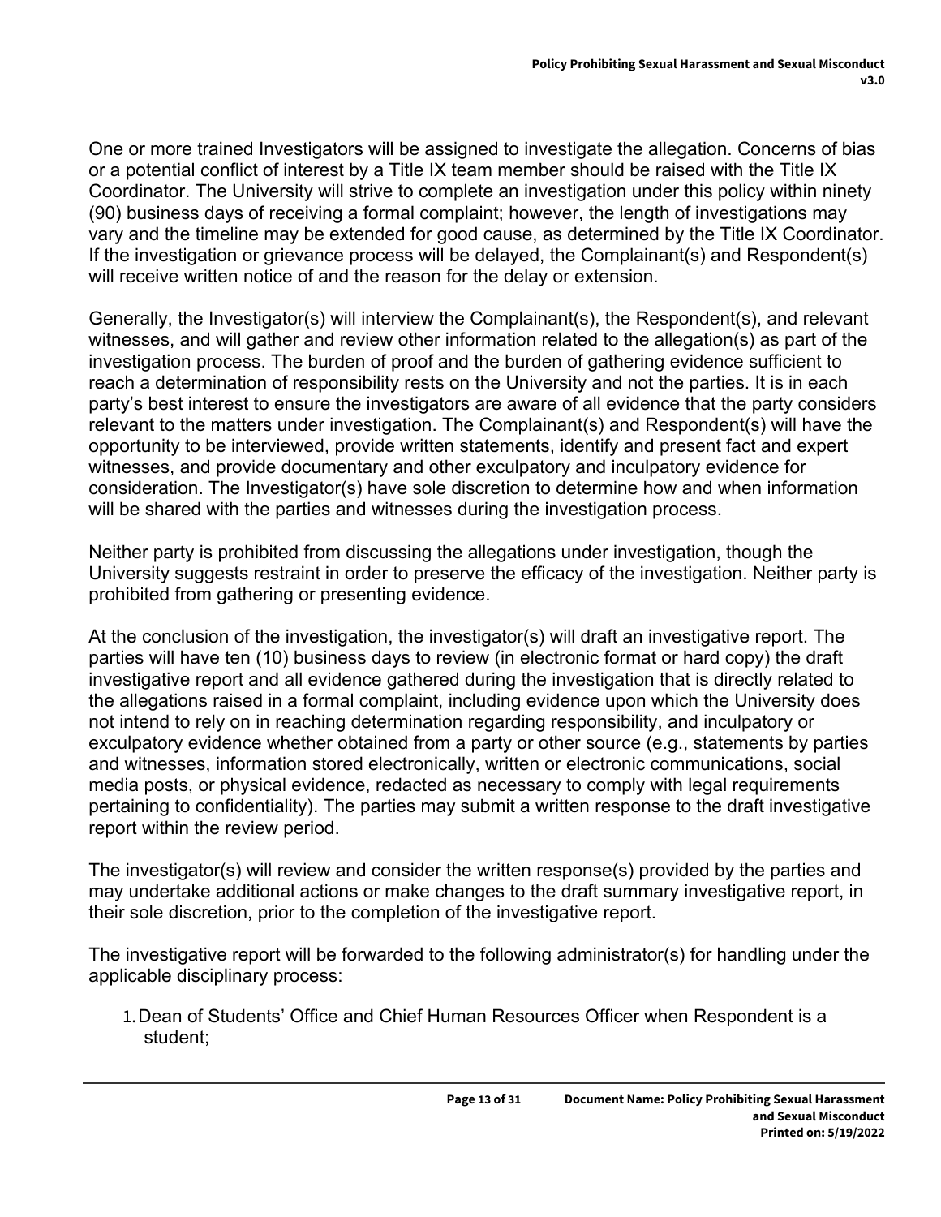One or more trained Investigators will be assigned to investigate the allegation. Concerns of bias or a potential conflict of interest by a Title IX team member should be raised with the Title IX Coordinator. The University will strive to complete an investigation under this policy within ninety (90) business days of receiving a formal complaint; however, the length of investigations may vary and the timeline may be extended for good cause, as determined by the Title IX Coordinator. If the investigation or grievance process will be delayed, the Complainant(s) and Respondent(s) will receive written notice of and the reason for the delay or extension.

Generally, the Investigator(s) will interview the Complainant(s), the Respondent(s), and relevant witnesses, and will gather and review other information related to the allegation(s) as part of the investigation process. The burden of proof and the burden of gathering evidence sufficient to reach a determination of responsibility rests on the University and not the parties. It is in each party's best interest to ensure the investigators are aware of all evidence that the party considers relevant to the matters under investigation. The Complainant(s) and Respondent(s) will have the opportunity to be interviewed, provide written statements, identify and present fact and expert witnesses, and provide documentary and other exculpatory and inculpatory evidence for consideration. The Investigator(s) have sole discretion to determine how and when information will be shared with the parties and witnesses during the investigation process.

Neither party is prohibited from discussing the allegations under investigation, though the University suggests restraint in order to preserve the efficacy of the investigation. Neither party is prohibited from gathering or presenting evidence.

At the conclusion of the investigation, the investigator(s) will draft an investigative report. The parties will have ten (10) business days to review (in electronic format or hard copy) the draft investigative report and all evidence gathered during the investigation that is directly related to the allegations raised in a formal complaint, including evidence upon which the University does not intend to rely on in reaching determination regarding responsibility, and inculpatory or exculpatory evidence whether obtained from a party or other source (e.g., statements by parties and witnesses, information stored electronically, written or electronic communications, social media posts, or physical evidence, redacted as necessary to comply with legal requirements pertaining to confidentiality). The parties may submit a written response to the draft investigative report within the review period.

The investigator(s) will review and consider the written response(s) provided by the parties and may undertake additional actions or make changes to the draft summary investigative report, in their sole discretion, prior to the completion of the investigative report.

The investigative report will be forwarded to the following administrator(s) for handling under the applicable disciplinary process:

1. Dean of Students' Office and Chief Human Resources Officer when Respondent is a student;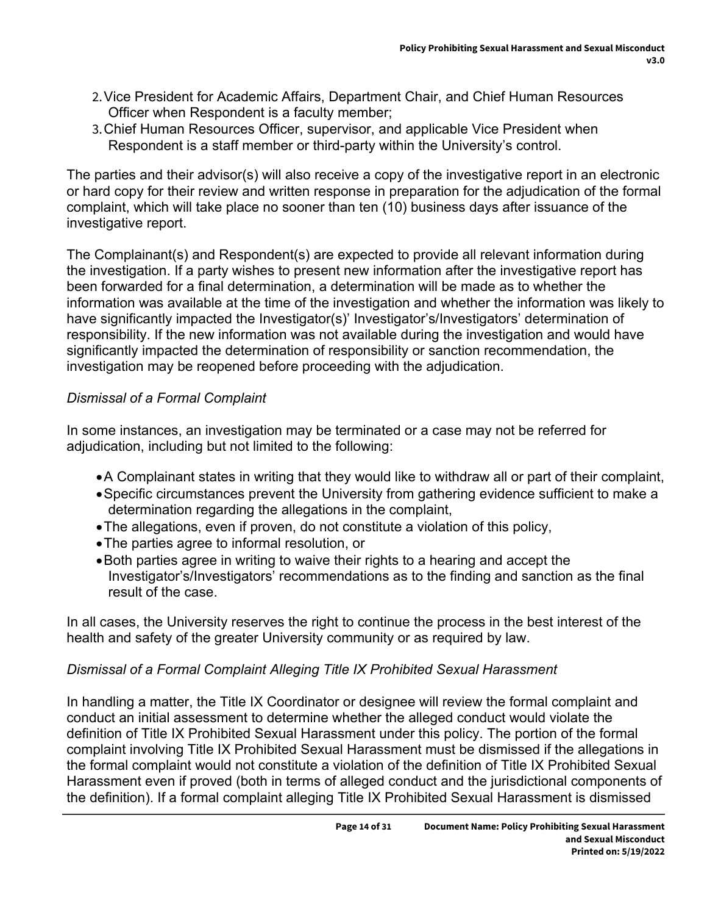2. Vice President for Academic Affairs, Department Chair, and Chief Human Resources Officer when Respondent is a faculty member;
3. Chief Human Resources Officer, supervisor, and applicable Vice President when Respondent is a staff member or third-party within the University's control.

The parties and their advisor(s) will also receive a copy of the investigative report in an electronic or hard copy for their review and written response in preparation for the adjudication of the formal complaint, which will take place no sooner than ten (10) business days after issuance of the investigative report.

The Complainant(s) and Respondent(s) are expected to provide all relevant information during the investigation. If a party wishes to present new information after the investigative report has been forwarded for a final determination, a determination will be made as to whether the information was available at the time of the investigation and whether the information was likely to have significantly impacted the Investigator(s)' Investigator's/Investigators' determination of responsibility. If the new information was not available during the investigation and would have significantly impacted the determination of responsibility or sanction recommendation, the investigation may be reopened before proceeding with the adjudication.

*Dismissal of a Formal Complaint*

In some instances, an investigation may be terminated or a case may not be referred for adjudication, including but not limited to the following:

- A Complainant states in writing that they would like to withdraw all or part of their complaint,
- Specific circumstances prevent the University from gathering evidence sufficient to make a determination regarding the allegations in the complaint,
- The allegations, even if proven, do not constitute a violation of this policy,
- The parties agree to informal resolution, or
- Both parties agree in writing to waive their rights to a hearing and accept the Investigator's/Investigators' recommendations as to the finding and sanction as the final result of the case.

In all cases, the University reserves the right to continue the process in the best interest of the health and safety of the greater University community or as required by law.

*Dismissal of a Formal Complaint Alleging Title IX Prohibited Sexual Harassment*

In handling a matter, the Title IX Coordinator or designee will review the formal complaint and conduct an initial assessment to determine whether the alleged conduct would violate the definition of Title IX Prohibited Sexual Harassment under this policy. The portion of the formal complaint involving Title IX Prohibited Sexual Harassment must be dismissed if the allegations in the formal complaint would not constitute a violation of the definition of Title IX Prohibited Sexual Harassment even if proved (both in terms of alleged conduct and the jurisdictional components of the definition). If a formal complaint alleging Title IX Prohibited Sexual Harassment is dismissed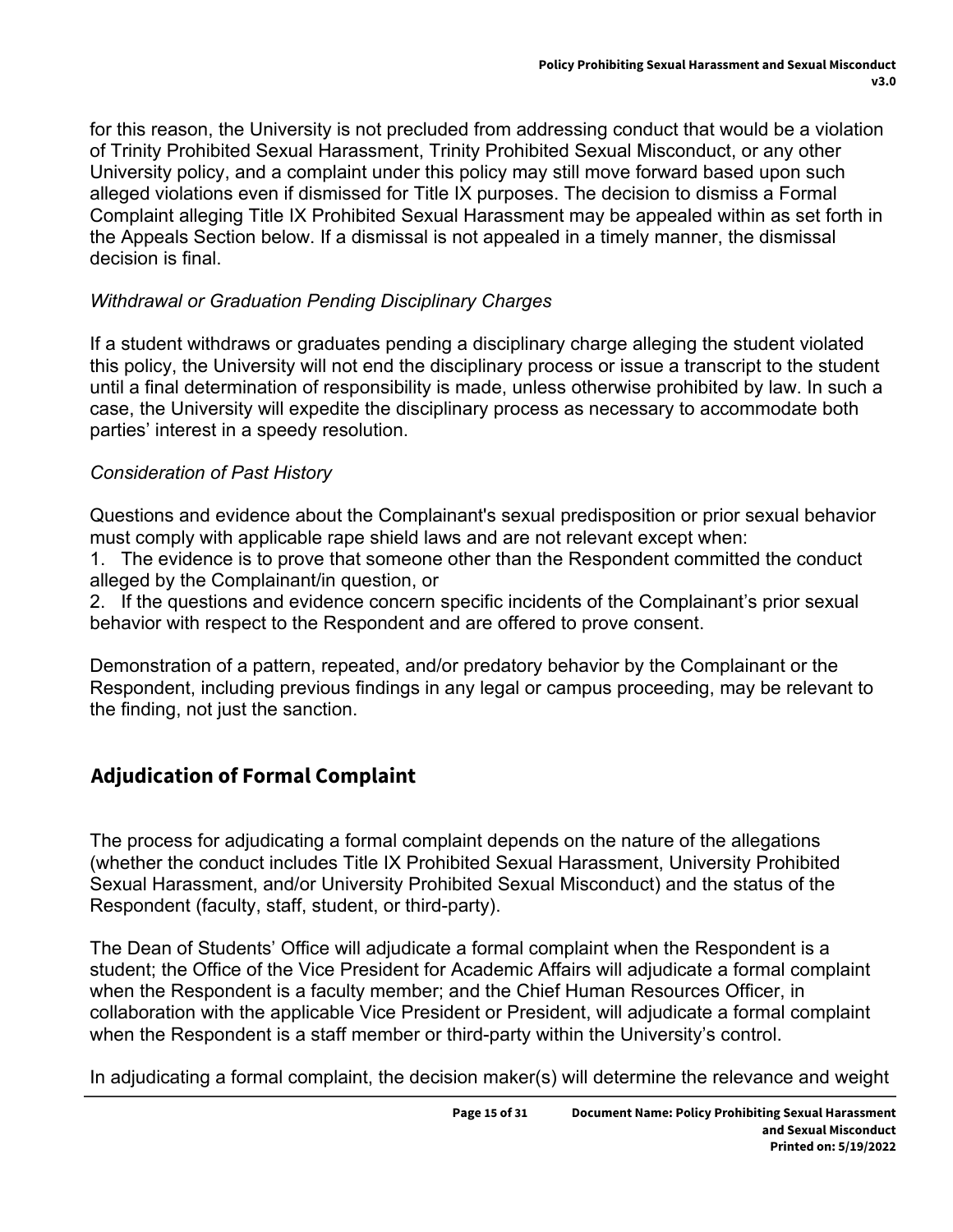for this reason, the University is not precluded from addressing conduct that would be a violation of Trinity Prohibited Sexual Harassment, Trinity Prohibited Sexual Misconduct, or any other University policy, and a complaint under this policy may still move forward based upon such alleged violations even if dismissed for Title IX purposes. The decision to dismiss a Formal Complaint alleging Title IX Prohibited Sexual Harassment may be appealed within as set forth in the Appeals Section below. If a dismissal is not appealed in a timely manner, the dismissal decision is final.

*Withdrawal or Graduation Pending Disciplinary Charges*

If a student withdraws or graduates pending a disciplinary charge alleging the student violated this policy, the University will not end the disciplinary process or issue a transcript to the student until a final determination of responsibility is made, unless otherwise prohibited by law. In such a case, the University will expedite the disciplinary process as necessary to accommodate both parties' interest in a speedy resolution.

*Consideration of Past History*

Questions and evidence about the Complainant's sexual predisposition or prior sexual behavior must comply with applicable rape shield laws and are not relevant except when:

1. The evidence is to prove that someone other than the Respondent committed the conduct alleged by the Complainant/in question, or
2. If the questions and evidence concern specific incidents of the Complainant's prior sexual behavior with respect to the Respondent and are offered to prove consent.

Demonstration of a pattern, repeated, and/or predatory behavior by the Complainant or the Respondent, including previous findings in any legal or campus proceeding, may be relevant to the finding, not just the sanction.

## Adjudication of Formal Complaint

The process for adjudicating a formal complaint depends on the nature of the allegations (whether the conduct includes Title IX Prohibited Sexual Harassment, University Prohibited Sexual Harassment, and/or University Prohibited Sexual Misconduct) and the status of the Respondent (faculty, staff, student, or third-party).

The Dean of Students' Office will adjudicate a formal complaint when the Respondent is a student; the Office of the Vice President for Academic Affairs will adjudicate a formal complaint when the Respondent is a faculty member; and the Chief Human Resources Officer, in collaboration with the applicable Vice President or President, will adjudicate a formal complaint when the Respondent is a staff member or third-party within the University's control.

In adjudicating a formal complaint, the decision maker(s) will determine the relevance and weight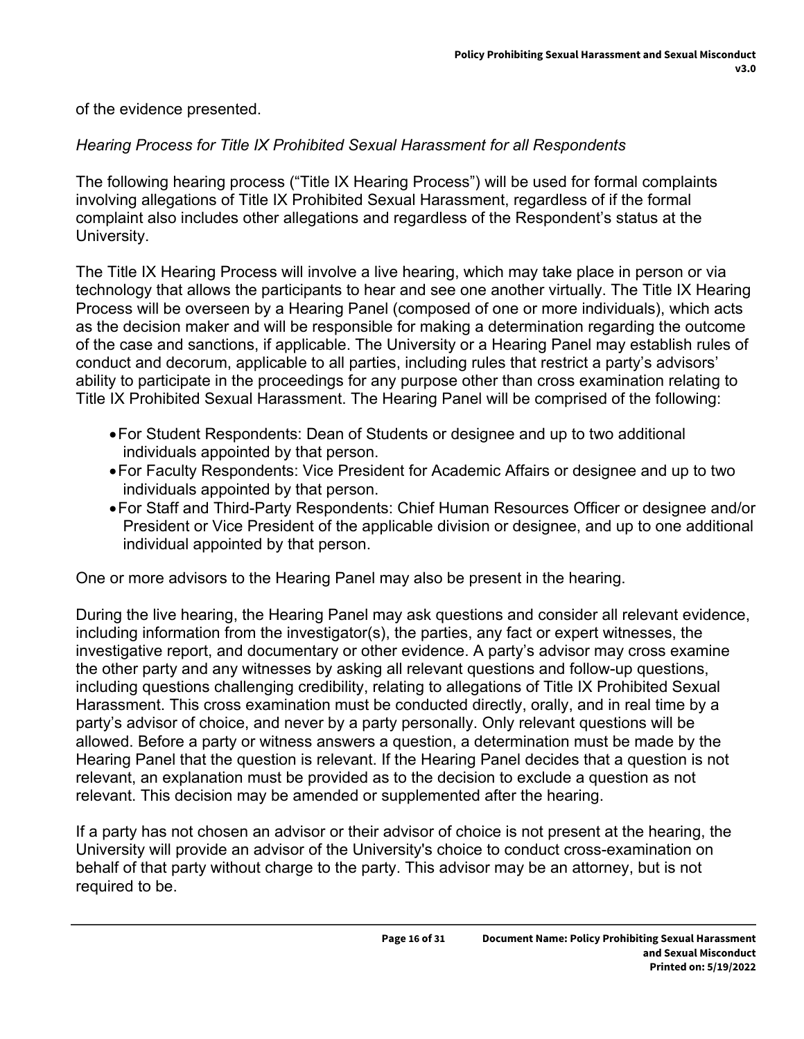of the evidence presented.

*Hearing Process for Title IX Prohibited Sexual Harassment for all Respondents*

The following hearing process ("Title IX Hearing Process") will be used for formal complaints involving allegations of Title IX Prohibited Sexual Harassment, regardless of if the formal complaint also includes other allegations and regardless of the Respondent's status at the University.

The Title IX Hearing Process will involve a live hearing, which may take place in person or via technology that allows the participants to hear and see one another virtually. The Title IX Hearing Process will be overseen by a Hearing Panel (composed of one or more individuals), which acts as the decision maker and will be responsible for making a determination regarding the outcome of the case and sanctions, if applicable. The University or a Hearing Panel may establish rules of conduct and decorum, applicable to all parties, including rules that restrict a party's advisors' ability to participate in the proceedings for any purpose other than cross examination relating to Title IX Prohibited Sexual Harassment. The Hearing Panel will be comprised of the following:

- For Student Respondents: Dean of Students or designee and up to two additional individuals appointed by that person.
- For Faculty Respondents: Vice President for Academic Affairs or designee and up to two individuals appointed by that person.
- For Staff and Third-Party Respondents: Chief Human Resources Officer or designee and/or President or Vice President of the applicable division or designee, and up to one additional individual appointed by that person.

One or more advisors to the Hearing Panel may also be present in the hearing.

During the live hearing, the Hearing Panel may ask questions and consider all relevant evidence, including information from the investigator(s), the parties, any fact or expert witnesses, the investigative report, and documentary or other evidence. A party's advisor may cross examine the other party and any witnesses by asking all relevant questions and follow-up questions, including questions challenging credibility, relating to allegations of Title IX Prohibited Sexual Harassment. This cross examination must be conducted directly, orally, and in real time by a party's advisor of choice, and never by a party personally. Only relevant questions will be allowed. Before a party or witness answers a question, a determination must be made by the Hearing Panel that the question is relevant. If the Hearing Panel decides that a question is not relevant, an explanation must be provided as to the decision to exclude a question as not relevant. This decision may be amended or supplemented after the hearing.

If a party has not chosen an advisor or their advisor of choice is not present at the hearing, the University will provide an advisor of the University's choice to conduct cross-examination on behalf of that party without charge to the party. This advisor may be an attorney, but is not required to be.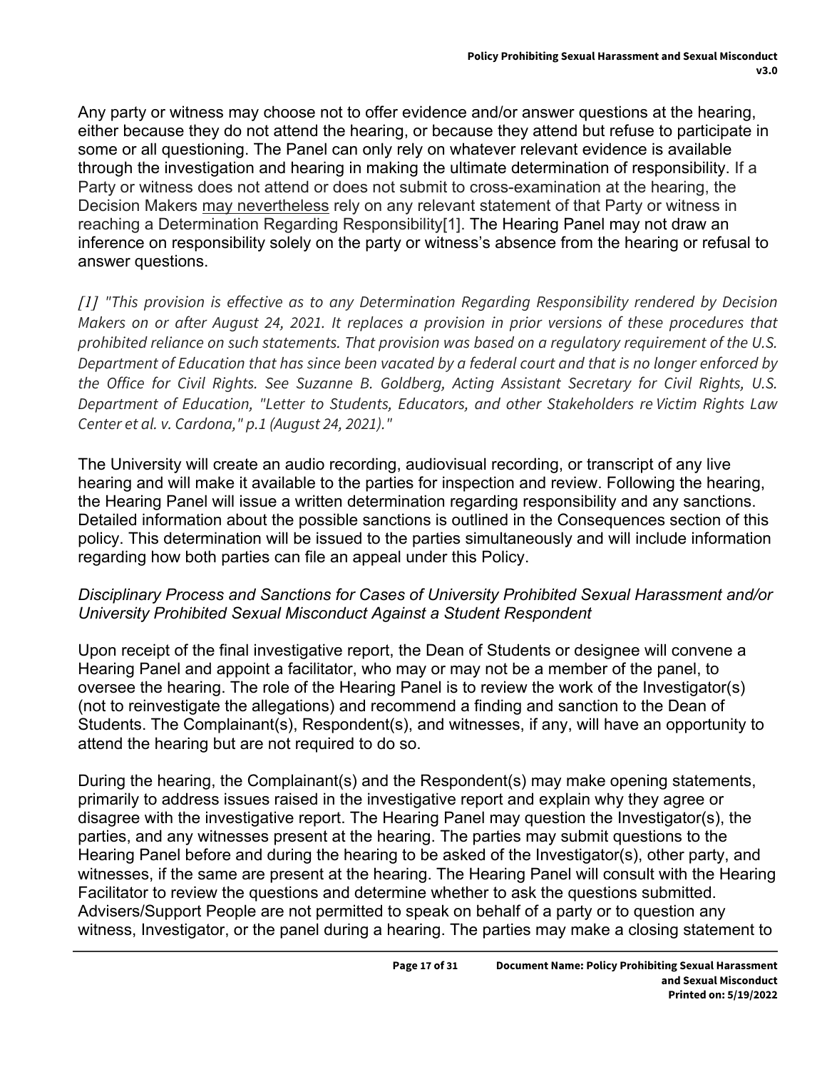Any party or witness may choose not to offer evidence and/or answer questions at the hearing, either because they do not attend the hearing, or because they attend but refuse to participate in some or all questioning. The Panel can only rely on whatever relevant evidence is available through the investigation and hearing in making the ultimate determination of responsibility. If a Party or witness does not attend or does not submit to cross-examination at the hearing, the Decision Makers <u>may nevertheless</u> rely on any relevant statement of that Party or witness in reaching a Determination Regarding Responsibility[1]. The Hearing Panel may not draw an inference on responsibility solely on the party or witness's absence from the hearing or refusal to answer questions.

*[1] "This provision is effective as to any Determination Regarding Responsibility rendered by Decision Makers on or after August 24, 2021. It replaces a provision in prior versions of these procedures that prohibited reliance on such statements. That provision was based on a regulatory requirement of the U.S. Department of Education that has since been vacated by a federal court and that is no longer enforced by the Office for Civil Rights. See Suzanne B. Goldberg, Acting Assistant Secretary for Civil Rights, U.S. Department of Education, "Letter to Students, Educators, and other Stakeholders re Victim Rights Law Center et al. v. Cardona," p.1 (August 24, 2021)."*

The University will create an audio recording, audiovisual recording, or transcript of any live hearing and will make it available to the parties for inspection and review. Following the hearing, the Hearing Panel will issue a written determination regarding responsibility and any sanctions. Detailed information about the possible sanctions is outlined in the Consequences section of this policy. This determination will be issued to the parties simultaneously and will include information regarding how both parties can file an appeal under this Policy.

*Disciplinary Process and Sanctions for Cases of University Prohibited Sexual Harassment and/or University Prohibited Sexual Misconduct Against a Student Respondent*

Upon receipt of the final investigative report, the Dean of Students or designee will convene a Hearing Panel and appoint a facilitator, who may or may not be a member of the panel, to oversee the hearing. The role of the Hearing Panel is to review the work of the Investigator(s) (not to reinvestigate the allegations) and recommend a finding and sanction to the Dean of Students. The Complainant(s), Respondent(s), and witnesses, if any, will have an opportunity to attend the hearing but are not required to do so.

During the hearing, the Complainant(s) and the Respondent(s) may make opening statements, primarily to address issues raised in the investigative report and explain why they agree or disagree with the investigative report. The Hearing Panel may question the Investigator(s), the parties, and any witnesses present at the hearing. The parties may submit questions to the Hearing Panel before and during the hearing to be asked of the Investigator(s), other party, and witnesses, if the same are present at the hearing. The Hearing Panel will consult with the Hearing Facilitator to review the questions and determine whether to ask the questions submitted. Advisers/Support People are not permitted to speak on behalf of a party or to question any witness, Investigator, or the panel during a hearing. The parties may make a closing statement to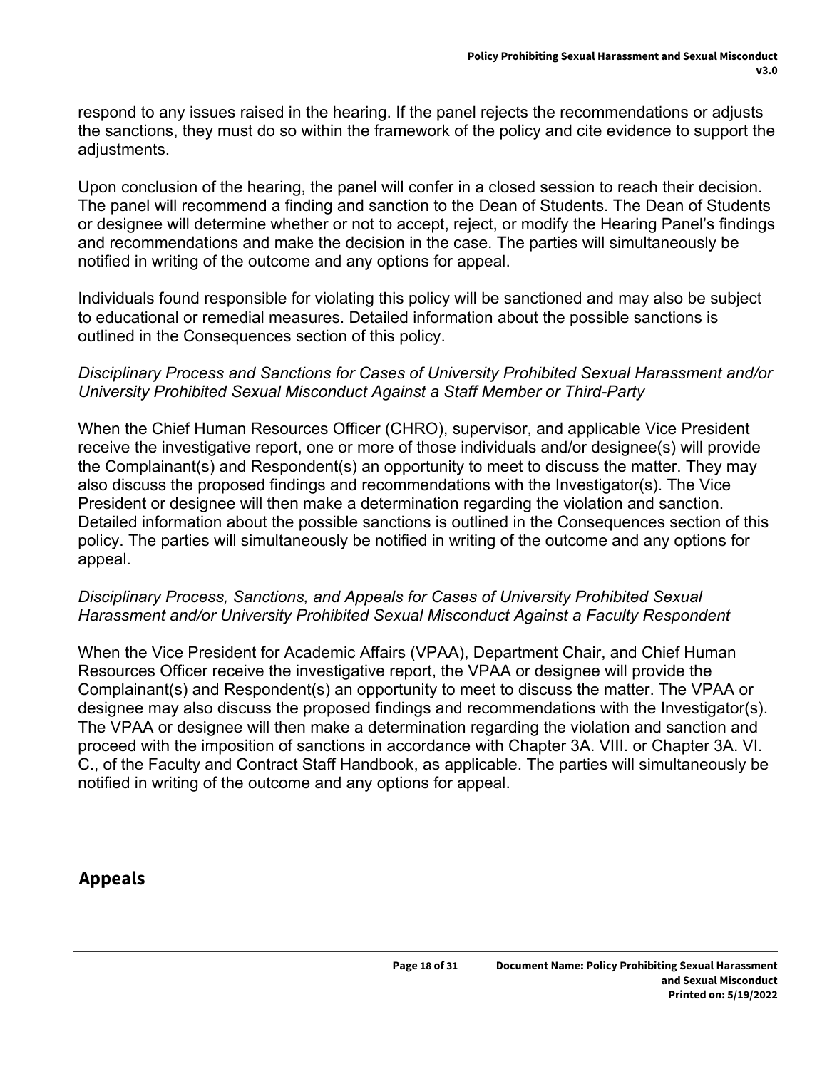respond to any issues raised in the hearing. If the panel rejects the recommendations or adjusts the sanctions, they must do so within the framework of the policy and cite evidence to support the adjustments.

Upon conclusion of the hearing, the panel will confer in a closed session to reach their decision. The panel will recommend a finding and sanction to the Dean of Students. The Dean of Students or designee will determine whether or not to accept, reject, or modify the Hearing Panel's findings and recommendations and make the decision in the case. The parties will simultaneously be notified in writing of the outcome and any options for appeal.

Individuals found responsible for violating this policy will be sanctioned and may also be subject to educational or remedial measures. Detailed information about the possible sanctions is outlined in the Consequences section of this policy.

*Disciplinary Process and Sanctions for Cases of University Prohibited Sexual Harassment and/or University Prohibited Sexual Misconduct Against a Staff Member or Third-Party*

When the Chief Human Resources Officer (CHRO), supervisor, and applicable Vice President receive the investigative report, one or more of those individuals and/or designee(s) will provide the Complainant(s) and Respondent(s) an opportunity to meet to discuss the matter. They may also discuss the proposed findings and recommendations with the Investigator(s). The Vice President or designee will then make a determination regarding the violation and sanction. Detailed information about the possible sanctions is outlined in the Consequences section of this policy. The parties will simultaneously be notified in writing of the outcome and any options for appeal.

*Disciplinary Process, Sanctions, and Appeals for Cases of University Prohibited Sexual Harassment and/or University Prohibited Sexual Misconduct Against a Faculty Respondent*

When the Vice President for Academic Affairs (VPAA), Department Chair, and Chief Human Resources Officer receive the investigative report, the VPAA or designee will provide the Complainant(s) and Respondent(s) an opportunity to meet to discuss the matter. The VPAA or designee may also discuss the proposed findings and recommendations with the Investigator(s). The VPAA or designee will then make a determination regarding the violation and sanction and proceed with the imposition of sanctions in accordance with Chapter 3A. VIII. or Chapter 3A. VI. C., of the Faculty and Contract Staff Handbook, as applicable. The parties will simultaneously be notified in writing of the outcome and any options for appeal.

## Appeals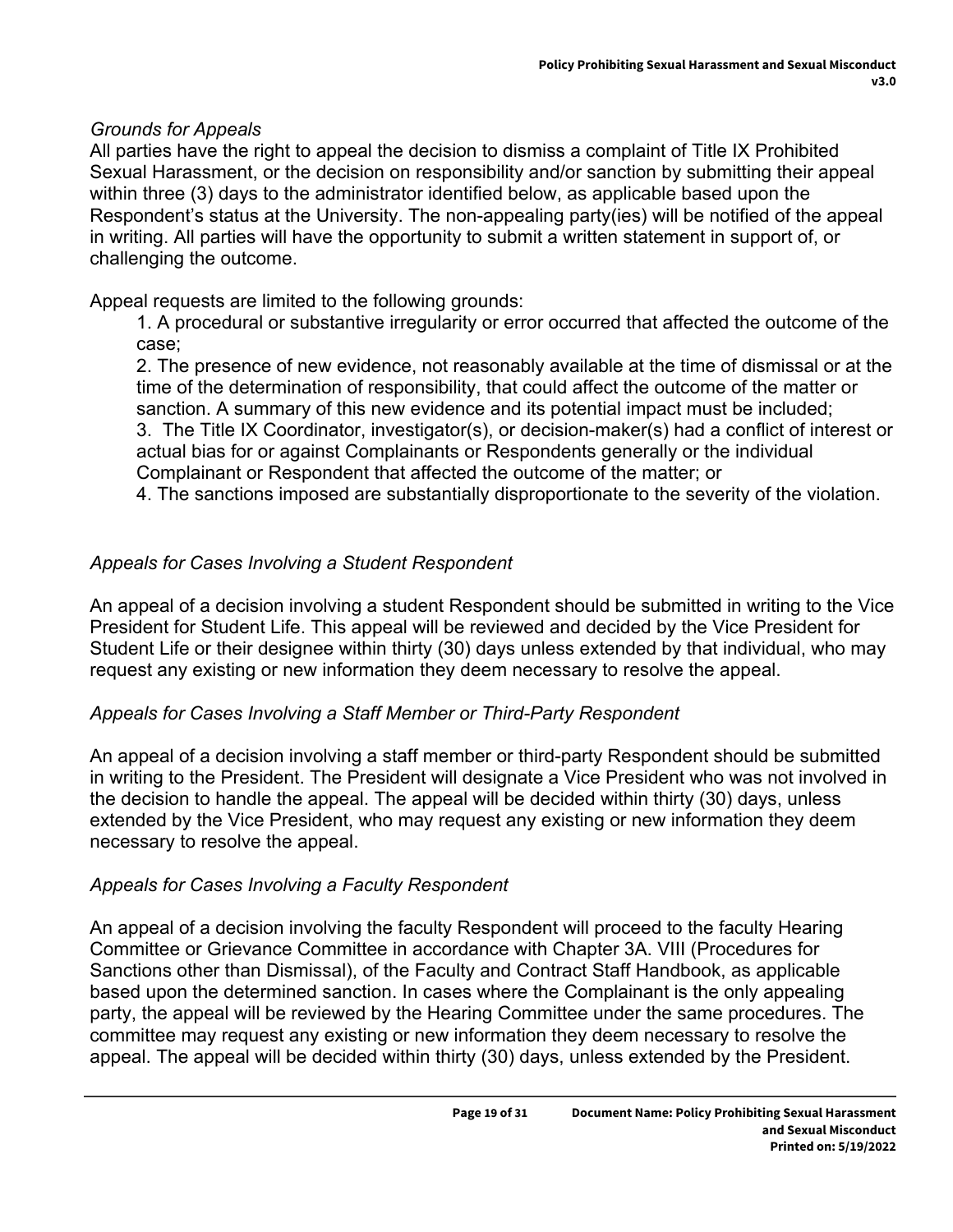*Grounds for Appeals*

All parties have the right to appeal the decision to dismiss a complaint of Title IX Prohibited Sexual Harassment, or the decision on responsibility and/or sanction by submitting their appeal within three (3) days to the administrator identified below, as applicable based upon the Respondent's status at the University. The non-appealing party(ies) will be notified of the appeal in writing. All parties will have the opportunity to submit a written statement in support of, or challenging the outcome.

Appeal requests are limited to the following grounds:

1. A procedural or substantive irregularity or error occurred that affected the outcome of the case;
2. The presence of new evidence, not reasonably available at the time of dismissal or at the time of the determination of responsibility, that could affect the outcome of the matter or sanction. A summary of this new evidence and its potential impact must be included;
3. The Title IX Coordinator, investigator(s), or decision-maker(s) had a conflict of interest or actual bias for or against Complainants or Respondents generally or the individual Complainant or Respondent that affected the outcome of the matter; or
4. The sanctions imposed are substantially disproportionate to the severity of the violation.

*Appeals for Cases Involving a Student Respondent*

An appeal of a decision involving a student Respondent should be submitted in writing to the Vice President for Student Life. This appeal will be reviewed and decided by the Vice President for Student Life or their designee within thirty (30) days unless extended by that individual, who may request any existing or new information they deem necessary to resolve the appeal.

*Appeals for Cases Involving a Staff Member or Third-Party Respondent*

An appeal of a decision involving a staff member or third-party Respondent should be submitted in writing to the President. The President will designate a Vice President who was not involved in the decision to handle the appeal. The appeal will be decided within thirty (30) days, unless extended by the Vice President, who may request any existing or new information they deem necessary to resolve the appeal.

*Appeals for Cases Involving a Faculty Respondent*

An appeal of a decision involving the faculty Respondent will proceed to the faculty Hearing Committee or Grievance Committee in accordance with Chapter 3A. VIII (Procedures for Sanctions other than Dismissal), of the Faculty and Contract Staff Handbook, as applicable based upon the determined sanction. In cases where the Complainant is the only appealing party, the appeal will be reviewed by the Hearing Committee under the same procedures. The committee may request any existing or new information they deem necessary to resolve the appeal. The appeal will be decided within thirty (30) days, unless extended by the President.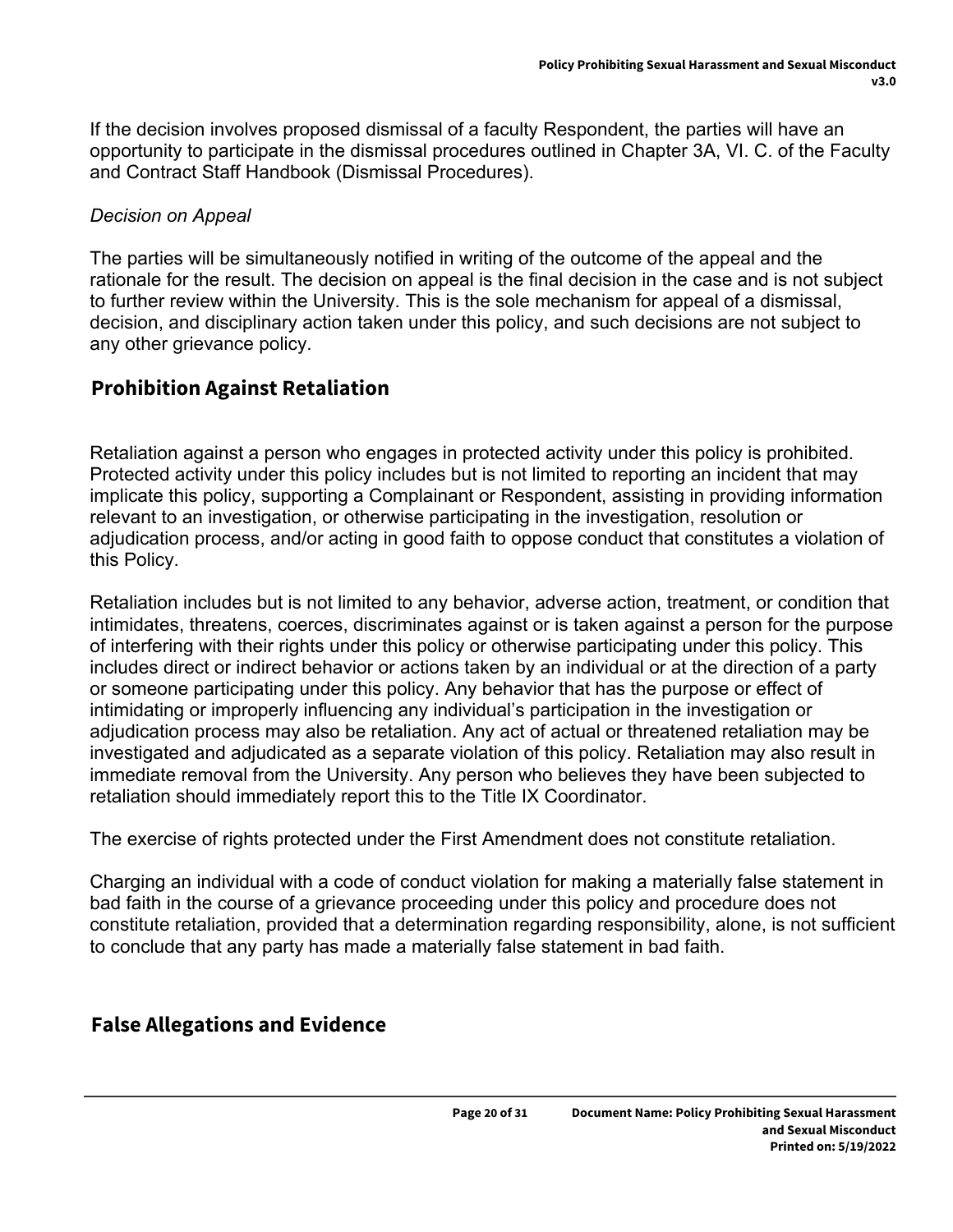If the decision involves proposed dismissal of a faculty Respondent, the parties will have an opportunity to participate in the dismissal procedures outlined in Chapter 3A, VI. C. of the Faculty and Contract Staff Handbook (Dismissal Procedures).

*Decision on Appeal*

The parties will be simultaneously notified in writing of the outcome of the appeal and the rationale for the result. The decision on appeal is the final decision in the case and is not subject to further review within the University. This is the sole mechanism for appeal of a dismissal, decision, and disciplinary action taken under this policy, and such decisions are not subject to any other grievance policy.

## Prohibition Against Retaliation

Retaliation against a person who engages in protected activity under this policy is prohibited. Protected activity under this policy includes but is not limited to reporting an incident that may implicate this policy, supporting a Complainant or Respondent, assisting in providing information relevant to an investigation, or otherwise participating in the investigation, resolution or adjudication process, and/or acting in good faith to oppose conduct that constitutes a violation of this Policy.

Retaliation includes but is not limited to any behavior, adverse action, treatment, or condition that intimidates, threatens, coerces, discriminates against or is taken against a person for the purpose of interfering with their rights under this policy or otherwise participating under this policy. This includes direct or indirect behavior or actions taken by an individual or at the direction of a party or someone participating under this policy. Any behavior that has the purpose or effect of intimidating or improperly influencing any individual's participation in the investigation or adjudication process may also be retaliation. Any act of actual or threatened retaliation may be investigated and adjudicated as a separate violation of this policy. Retaliation may also result in immediate removal from the University. Any person who believes they have been subjected to retaliation should immediately report this to the Title IX Coordinator.

The exercise of rights protected under the First Amendment does not constitute retaliation.

Charging an individual with a code of conduct violation for making a materially false statement in bad faith in the course of a grievance proceeding under this policy and procedure does not constitute retaliation, provided that a determination regarding responsibility, alone, is not sufficient to conclude that any party has made a materially false statement in bad faith.

## False Allegations and Evidence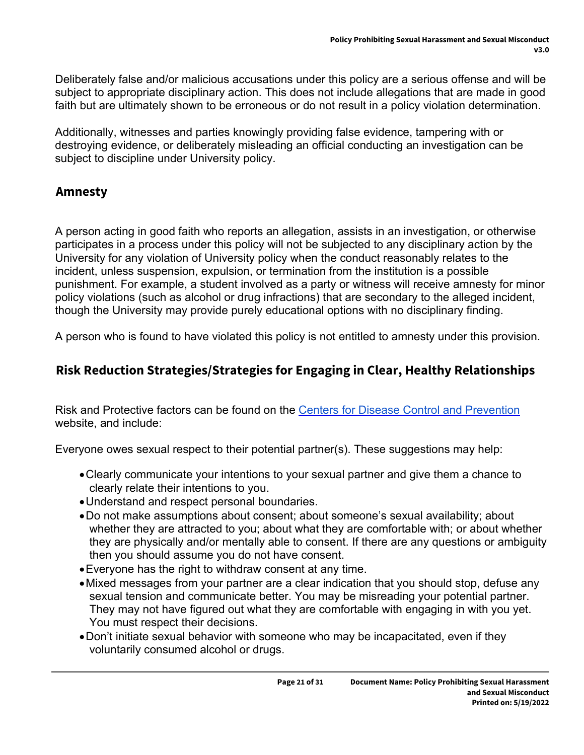Deliberately false and/or malicious accusations under this policy are a serious offense and will be subject to appropriate disciplinary action. This does not include allegations that are made in good faith but are ultimately shown to be erroneous or do not result in a policy violation determination.

Additionally, witnesses and parties knowingly providing false evidence, tampering with or destroying evidence, or deliberately misleading an official conducting an investigation can be subject to discipline under University policy.

## Amnesty

A person acting in good faith who reports an allegation, assists in an investigation, or otherwise participates in a process under this policy will not be subjected to any disciplinary action by the University for any violation of University policy when the conduct reasonably relates to the incident, unless suspension, expulsion, or termination from the institution is a possible punishment. For example, a student involved as a party or witness will receive amnesty for minor policy violations (such as alcohol or drug infractions) that are secondary to the alleged incident, though the University may provide purely educational options with no disciplinary finding.

A person who is found to have violated this policy is not entitled to amnesty under this provision.

## Risk Reduction Strategies/Strategies for Engaging in Clear, Healthy Relationships

Risk and Protective factors can be found on the [Centers for Disease Control and Prevention]() website, and include:

Everyone owes sexual respect to their potential partner(s). These suggestions may help:

- Clearly communicate your intentions to your sexual partner and give them a chance to clearly relate their intentions to you.
- Understand and respect personal boundaries.
- Do not make assumptions about consent; about someone's sexual availability; about whether they are attracted to you; about what they are comfortable with; or about whether they are physically and/or mentally able to consent. If there are any questions or ambiguity then you should assume you do not have consent.
- Everyone has the right to withdraw consent at any time.
- Mixed messages from your partner are a clear indication that you should stop, defuse any sexual tension and communicate better. You may be misreading your potential partner. They may not have figured out what they are comfortable with engaging in with you yet. You must respect their decisions.
- Don't initiate sexual behavior with someone who may be incapacitated, even if they voluntarily consumed alcohol or drugs.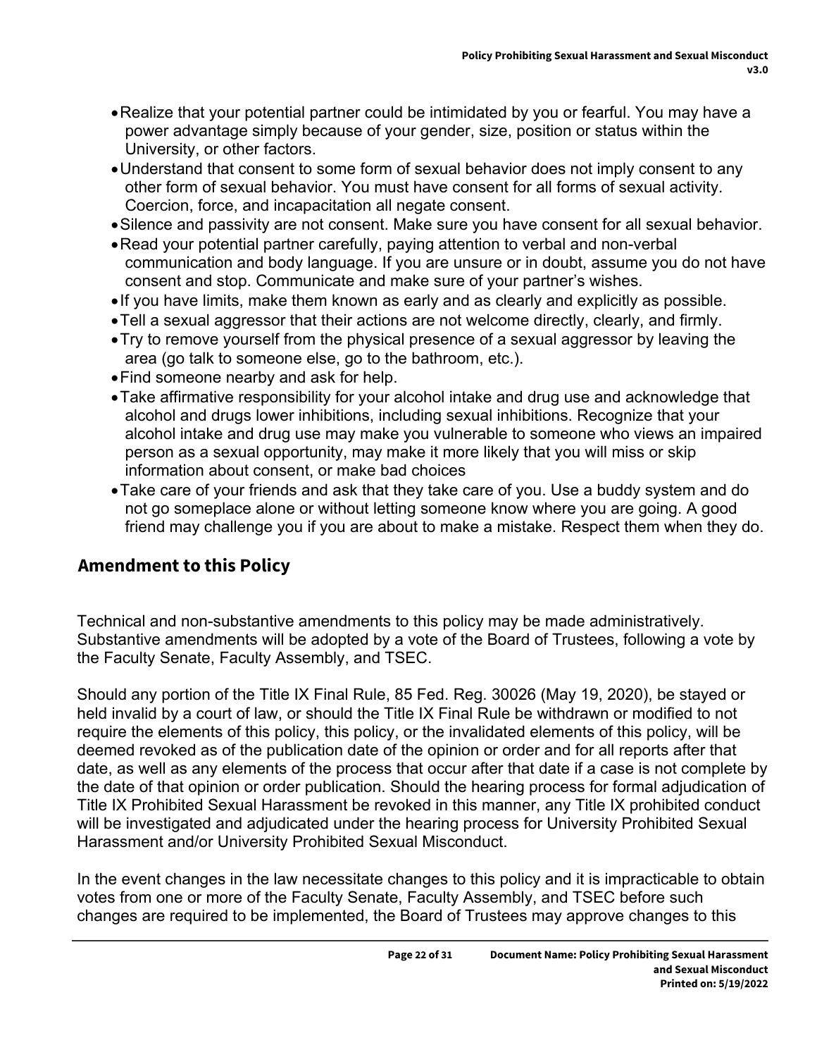- Realize that your potential partner could be intimidated by you or fearful. You may have a power advantage simply because of your gender, size, position or status within the University, or other factors.
- Understand that consent to some form of sexual behavior does not imply consent to any other form of sexual behavior. You must have consent for all forms of sexual activity. Coercion, force, and incapacitation all negate consent.
- Silence and passivity are not consent. Make sure you have consent for all sexual behavior.
- Read your potential partner carefully, paying attention to verbal and non-verbal communication and body language. If you are unsure or in doubt, assume you do not have consent and stop. Communicate and make sure of your partner's wishes.
- If you have limits, make them known as early and as clearly and explicitly as possible.
- Tell a sexual aggressor that their actions are not welcome directly, clearly, and firmly.
- Try to remove yourself from the physical presence of a sexual aggressor by leaving the area (go talk to someone else, go to the bathroom, etc.).
- Find someone nearby and ask for help.
- Take affirmative responsibility for your alcohol intake and drug use and acknowledge that alcohol and drugs lower inhibitions, including sexual inhibitions. Recognize that your alcohol intake and drug use may make you vulnerable to someone who views an impaired person as a sexual opportunity, may make it more likely that you will miss or skip information about consent, or make bad choices
- Take care of your friends and ask that they take care of you. Use a buddy system and do not go someplace alone or without letting someone know where you are going. A good friend may challenge you if you are about to make a mistake. Respect them when they do.

## Amendment to this Policy

Technical and non-substantive amendments to this policy may be made administratively. Substantive amendments will be adopted by a vote of the Board of Trustees, following a vote by the Faculty Senate, Faculty Assembly, and TSEC.

Should any portion of the Title IX Final Rule, 85 Fed. Reg. 30026 (May 19, 2020), be stayed or held invalid by a court of law, or should the Title IX Final Rule be withdrawn or modified to not require the elements of this policy, this policy, or the invalidated elements of this policy, will be deemed revoked as of the publication date of the opinion or order and for all reports after that date, as well as any elements of the process that occur after that date if a case is not complete by the date of that opinion or order publication. Should the hearing process for formal adjudication of Title IX Prohibited Sexual Harassment be revoked in this manner, any Title IX prohibited conduct will be investigated and adjudicated under the hearing process for University Prohibited Sexual Harassment and/or University Prohibited Sexual Misconduct.

In the event changes in the law necessitate changes to this policy and it is impracticable to obtain votes from one or more of the Faculty Senate, Faculty Assembly, and TSEC before such changes are required to be implemented, the Board of Trustees may approve changes to this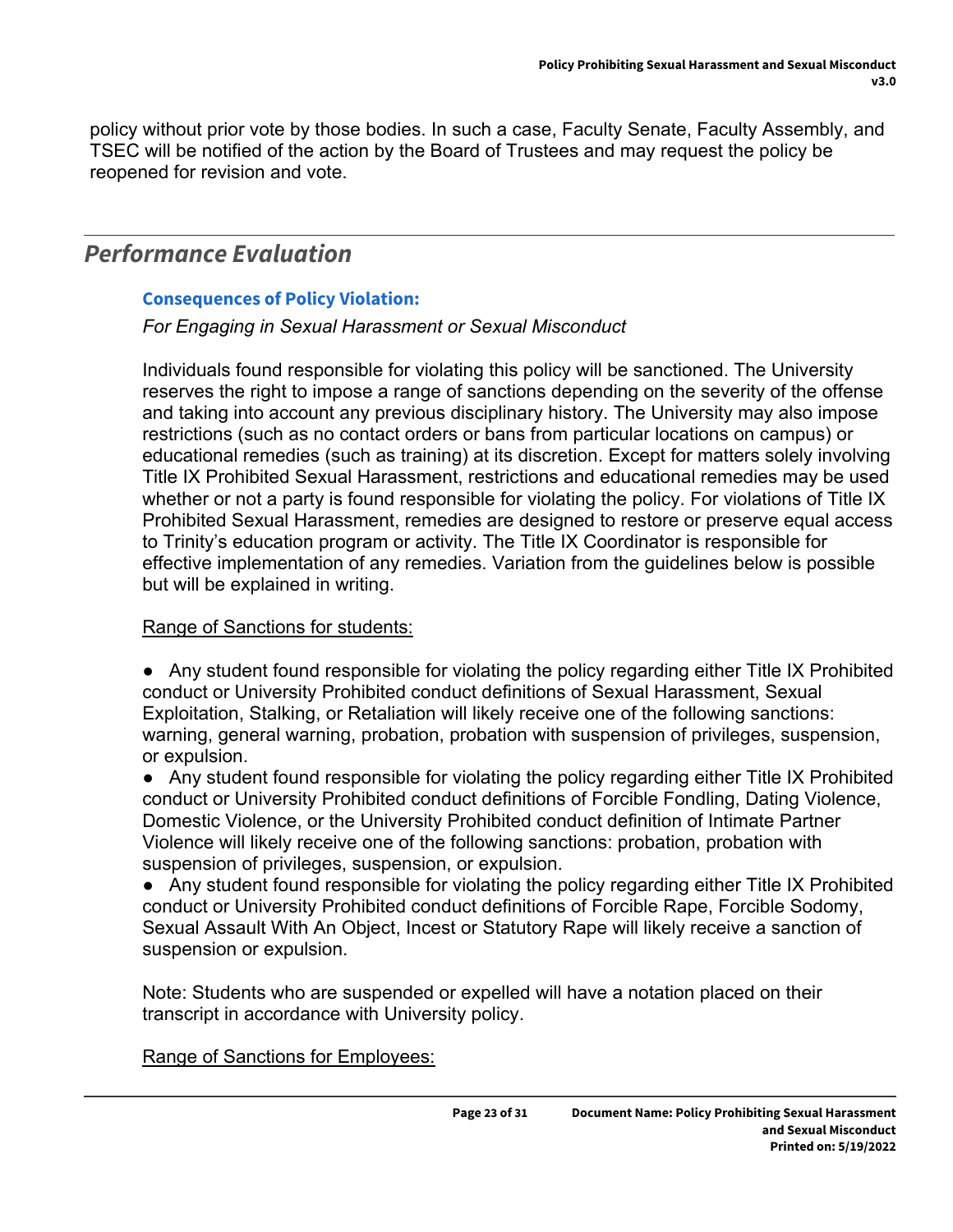policy without prior vote by those bodies. In such a case, Faculty Senate, Faculty Assembly, and TSEC will be notified of the action by the Board of Trustees and may request the policy be reopened for revision and vote.

## *Performance Evaluation*

### Consequences of Policy Violation:

*For Engaging in Sexual Harassment or Sexual Misconduct*

Individuals found responsible for violating this policy will be sanctioned. The University reserves the right to impose a range of sanctions depending on the severity of the offense and taking into account any previous disciplinary history. The University may also impose restrictions (such as no contact orders or bans from particular locations on campus) or educational remedies (such as training) at its discretion. Except for matters solely involving Title IX Prohibited Sexual Harassment, restrictions and educational remedies may be used whether or not a party is found responsible for violating the policy. For violations of Title IX Prohibited Sexual Harassment, remedies are designed to restore or preserve equal access to Trinity's education program or activity. The Title IX Coordinator is responsible for effective implementation of any remedies. Variation from the guidelines below is possible but will be explained in writing.

<u>Range of Sanctions for students:</u>

- Any student found responsible for violating the policy regarding either Title IX Prohibited conduct or University Prohibited conduct definitions of Sexual Harassment, Sexual Exploitation, Stalking, or Retaliation will likely receive one of the following sanctions: warning, general warning, probation, probation with suspension of privileges, suspension, or expulsion.
- Any student found responsible for violating the policy regarding either Title IX Prohibited conduct or University Prohibited conduct definitions of Forcible Fondling, Dating Violence, Domestic Violence, or the University Prohibited conduct definition of Intimate Partner Violence will likely receive one of the following sanctions: probation, probation with suspension of privileges, suspension, or expulsion.
- Any student found responsible for violating the policy regarding either Title IX Prohibited conduct or University Prohibited conduct definitions of Forcible Rape, Forcible Sodomy, Sexual Assault With An Object, Incest or Statutory Rape will likely receive a sanction of suspension or expulsion.

Note: Students who are suspended or expelled will have a notation placed on their transcript in accordance with University policy.

<u>Range of Sanctions for Employees:</u>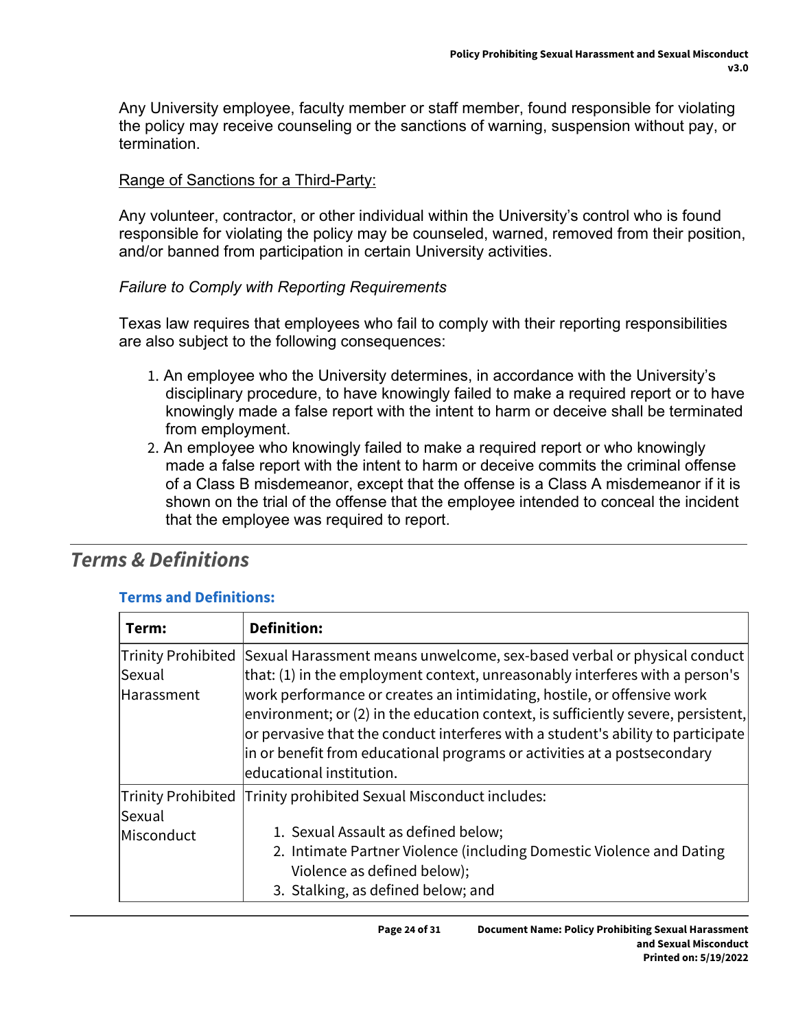Any University employee, faculty member or staff member, found responsible for violating the policy may receive counseling or the sanctions of warning, suspension without pay, or termination.

Range of Sanctions for a Third-Party:

Any volunteer, contractor, or other individual within the University's control who is found responsible for violating the policy may be counseled, warned, removed from their position, and/or banned from participation in certain University activities.

*Failure to Comply with Reporting Requirements*

Texas law requires that employees who fail to comply with their reporting responsibilities are also subject to the following consequences:

1. An employee who the University determines, in accordance with the University's disciplinary procedure, to have knowingly failed to make a required report or to have knowingly made a false report with the intent to harm or deceive shall be terminated from employment.
2. An employee who knowingly failed to make a required report or who knowingly made a false report with the intent to harm or deceive commits the criminal offense of a Class B misdemeanor, except that the offense is a Class A misdemeanor if it is shown on the trial of the offense that the employee intended to conceal the incident that the employee was required to report.

## Terms & Definitions

### Terms and Definitions:

| Term: | Definition: |
|---|---|
| Trinity Prohibited Sexual Harassment | Sexual Harassment means unwelcome, sex-based verbal or physical conduct that: (1) in the employment context, unreasonably interferes with a person's work performance or creates an intimidating, hostile, or offensive work environment; or (2) in the education context, is sufficiently severe, persistent, or pervasive that the conduct interferes with a student's ability to participate in or benefit from educational programs or activities at a postsecondary educational institution. |
| Trinity Prohibited Sexual Misconduct | Trinity prohibited Sexual Misconduct includes:<br><br>1. Sexual Assault as defined below;<br>2. Intimate Partner Violence (including Domestic Violence and Dating Violence as defined below);<br>3. Stalking, as defined below; and |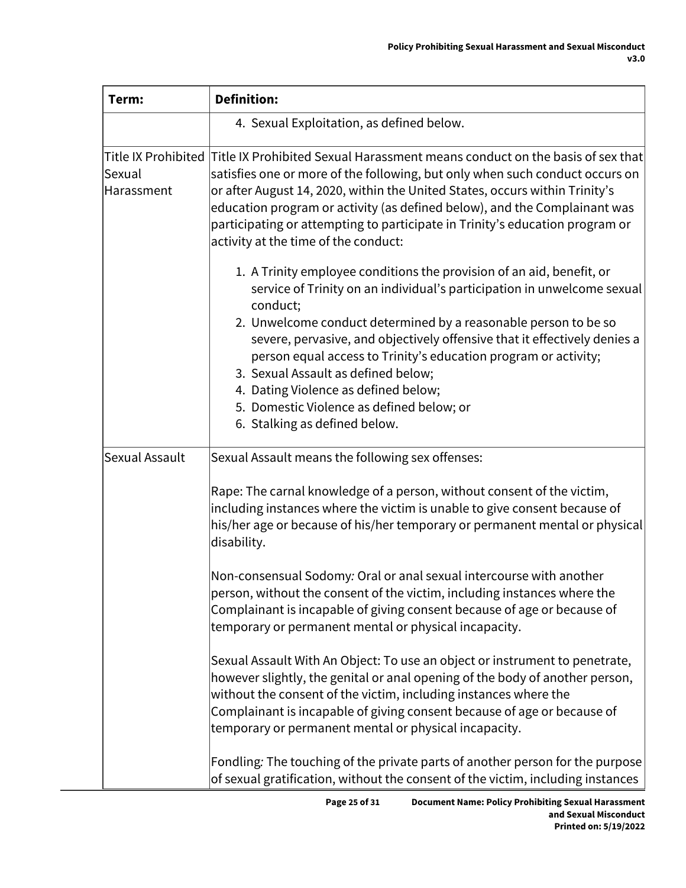| Term: | Definition: |
|---|---|
| | 4. Sexual Exploitation, as defined below. |
| Title IX Prohibited Sexual Harassment | Title IX Prohibited Sexual Harassment means conduct on the basis of sex that satisfies one or more of the following, but only when such conduct occurs on or after August 14, 2020, within the United States, occurs within Trinity's education program or activity (as defined below), and the Complainant was participating or attempting to participate in Trinity's education program or activity at the time of the conduct:<br><br>1. A Trinity employee conditions the provision of an aid, benefit, or service of Trinity on an individual's participation in unwelcome sexual conduct;<br>2. Unwelcome conduct determined by a reasonable person to be so severe, pervasive, and objectively offensive that it effectively denies a person equal access to Trinity's education program or activity;<br>3. Sexual Assault as defined below;<br>4. Dating Violence as defined below;<br>5. Domestic Violence as defined below; or<br>6. Stalking as defined below. |
| Sexual Assault | Sexual Assault means the following sex offenses:<br><br>Rape: The carnal knowledge of a person, without consent of the victim, including instances where the victim is unable to give consent because of his/her age or because of his/her temporary or permanent mental or physical disability.<br><br>Non-consensual Sodomy*:* Oral or anal sexual intercourse with another person, without the consent of the victim, including instances where the Complainant is incapable of giving consent because of age or because of temporary or permanent mental or physical incapacity.<br><br>Sexual Assault With An Object: To use an object or instrument to penetrate, however slightly, the genital or anal opening of the body of another person, without the consent of the victim, including instances where the Complainant is incapable of giving consent because of age or because of temporary or permanent mental or physical incapacity.<br><br>Fondling*:* The touching of the private parts of another person for the purpose of sexual gratification, without the consent of the victim, including instances |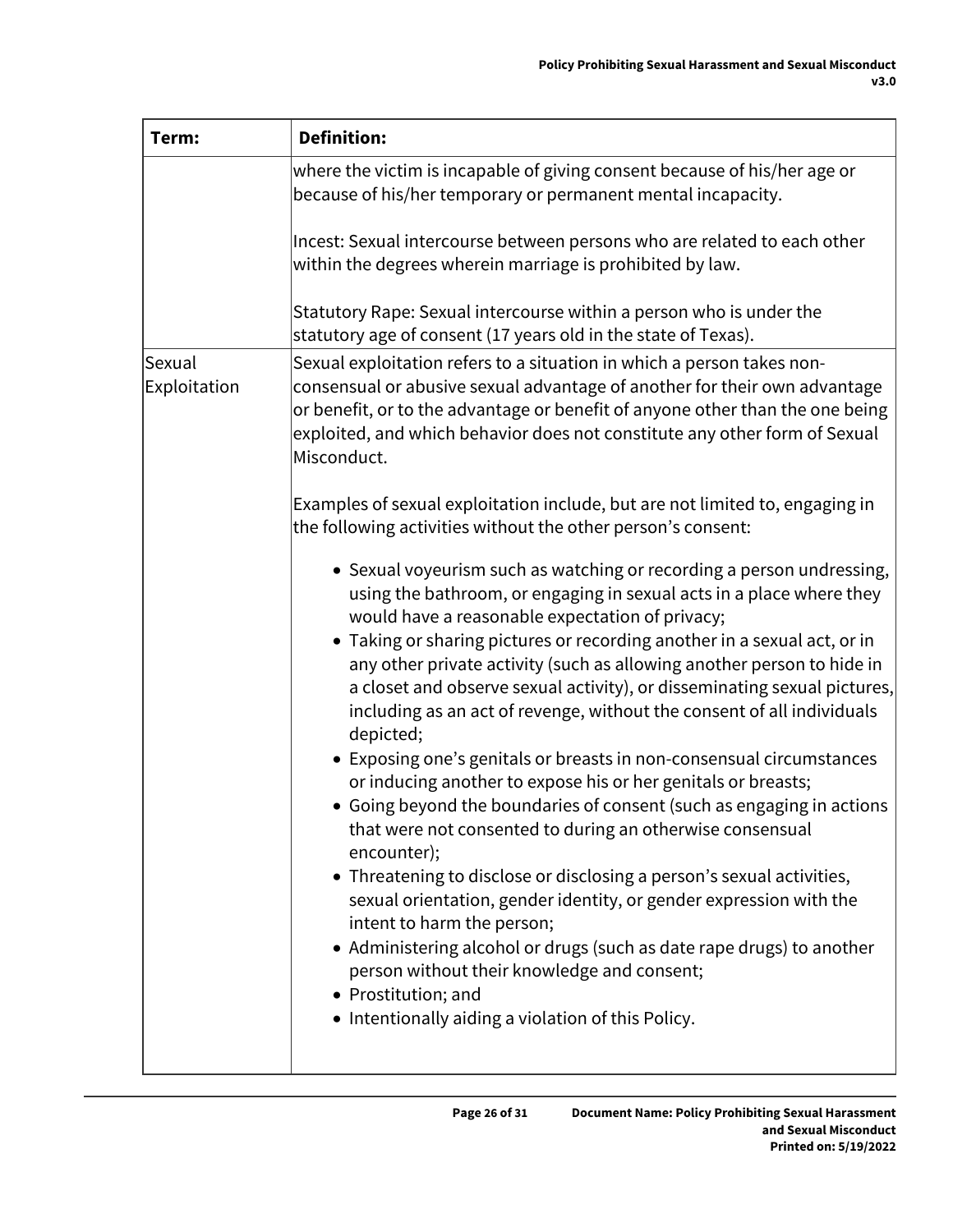| Term: | Definition: |
| --- | --- |
| | where the victim is incapable of giving consent because of his/her age or because of his/her temporary or permanent mental incapacity.<br><br>Incest: Sexual intercourse between persons who are related to each other within the degrees wherein marriage is prohibited by law.<br><br>Statutory Rape: Sexual intercourse within a person who is under the statutory age of consent (17 years old in the state of Texas). |
| Sexual Exploitation | Sexual exploitation refers to a situation in which a person takes non-consensual or abusive sexual advantage of another for their own advantage or benefit, or to the advantage or benefit of anyone other than the one being exploited, and which behavior does not constitute any other form of Sexual Misconduct.<br><br>Examples of sexual exploitation include, but are not limited to, engaging in the following activities without the other person's consent:<br><br>• Sexual voyeurism such as watching or recording a person undressing, using the bathroom, or engaging in sexual acts in a place where they would have a reasonable expectation of privacy;<br>• Taking or sharing pictures or recording another in a sexual act, or in any other private activity (such as allowing another person to hide in a closet and observe sexual activity), or disseminating sexual pictures, including as an act of revenge, without the consent of all individuals depicted;<br>• Exposing one's genitals or breasts in non-consensual circumstances or inducing another to expose his or her genitals or breasts;<br>• Going beyond the boundaries of consent (such as engaging in actions that were not consented to during an otherwise consensual encounter);<br>• Threatening to disclose or disclosing a person's sexual activities, sexual orientation, gender identity, or gender expression with the intent to harm the person;<br>• Administering alcohol or drugs (such as date rape drugs) to another person without their knowledge and consent;<br>• Prostitution; and<br>• Intentionally aiding a violation of this Policy. |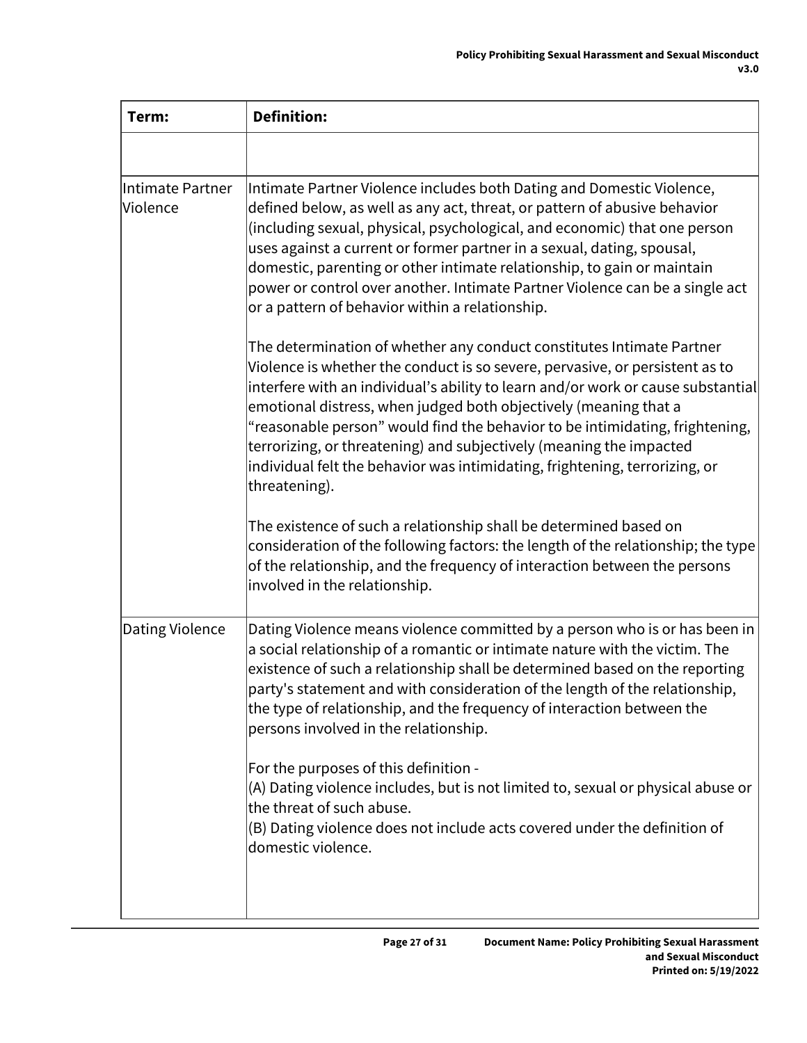| Term: | Definition: |
|---|---|
| | |
| Intimate Partner Violence | Intimate Partner Violence includes both Dating and Domestic Violence, defined below, as well as any act, threat, or pattern of abusive behavior (including sexual, physical, psychological, and economic) that one person uses against a current or former partner in a sexual, dating, spousal, domestic, parenting or other intimate relationship, to gain or maintain power or control over another. Intimate Partner Violence can be a single act or a pattern of behavior within a relationship.<br><br>The determination of whether any conduct constitutes Intimate Partner Violence is whether the conduct is so severe, pervasive, or persistent as to interfere with an individual's ability to learn and/or work or cause substantial emotional distress, when judged both objectively (meaning that a "reasonable person" would find the behavior to be intimidating, frightening, terrorizing, or threatening) and subjectively (meaning the impacted individual felt the behavior was intimidating, frightening, terrorizing, or threatening).<br><br>The existence of such a relationship shall be determined based on consideration of the following factors: the length of the relationship; the type of the relationship, and the frequency of interaction between the persons involved in the relationship. |
| Dating Violence | Dating Violence means violence committed by a person who is or has been in a social relationship of a romantic or intimate nature with the victim. The existence of such a relationship shall be determined based on the reporting party's statement and with consideration of the length of the relationship, the type of relationship, and the frequency of interaction between the persons involved in the relationship.<br><br>For the purposes of this definition -<br>(A) Dating violence includes, but is not limited to, sexual or physical abuse or the threat of such abuse.<br>(B) Dating violence does not include acts covered under the definition of domestic violence. |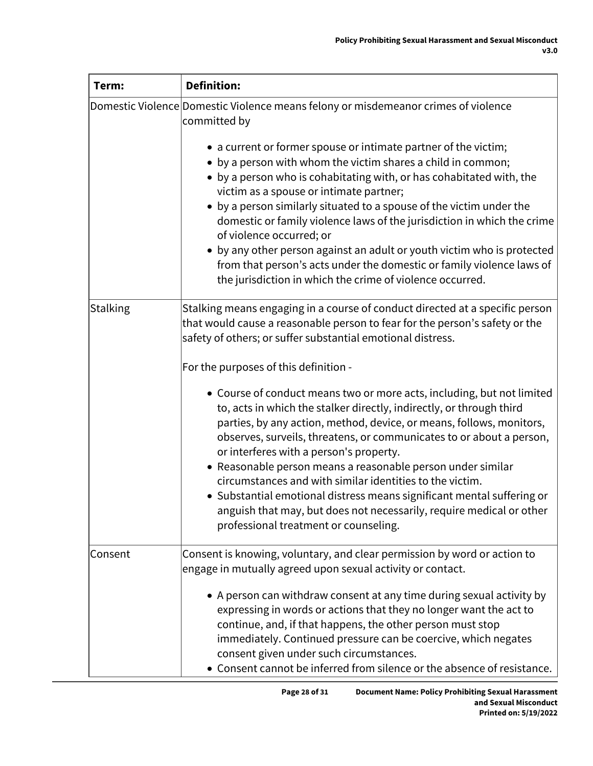| Term: | Definition: |
|---|---|
| Domestic Violence | Domestic Violence means felony or misdemeanor crimes of violence committed by<br><br>• a current or former spouse or intimate partner of the victim;<br>• by a person with whom the victim shares a child in common;<br>• by a person who is cohabitating with, or has cohabitated with, the victim as a spouse or intimate partner;<br>• by a person similarly situated to a spouse of the victim under the domestic or family violence laws of the jurisdiction in which the crime of violence occurred; or<br>• by any other person against an adult or youth victim who is protected from that person's acts under the domestic or family violence laws of the jurisdiction in which the crime of violence occurred. |
| Stalking | Stalking means engaging in a course of conduct directed at a specific person that would cause a reasonable person to fear for the person's safety or the safety of others; or suffer substantial emotional distress.<br><br>For the purposes of this definition -<br><br>• Course of conduct means two or more acts, including, but not limited to, acts in which the stalker directly, indirectly, or through third parties, by any action, method, device, or means, follows, monitors, observes, surveils, threatens, or communicates to or about a person, or interferes with a person's property.<br>• Reasonable person means a reasonable person under similar circumstances and with similar identities to the victim.<br>• Substantial emotional distress means significant mental suffering or anguish that may, but does not necessarily, require medical or other professional treatment or counseling. |
| Consent | Consent is knowing, voluntary, and clear permission by word or action to engage in mutually agreed upon sexual activity or contact.<br><br>• A person can withdraw consent at any time during sexual activity by expressing in words or actions that they no longer want the act to continue, and, if that happens, the other person must stop immediately. Continued pressure can be coercive, which negates consent given under such circumstances.<br>• Consent cannot be inferred from silence or the absence of resistance. |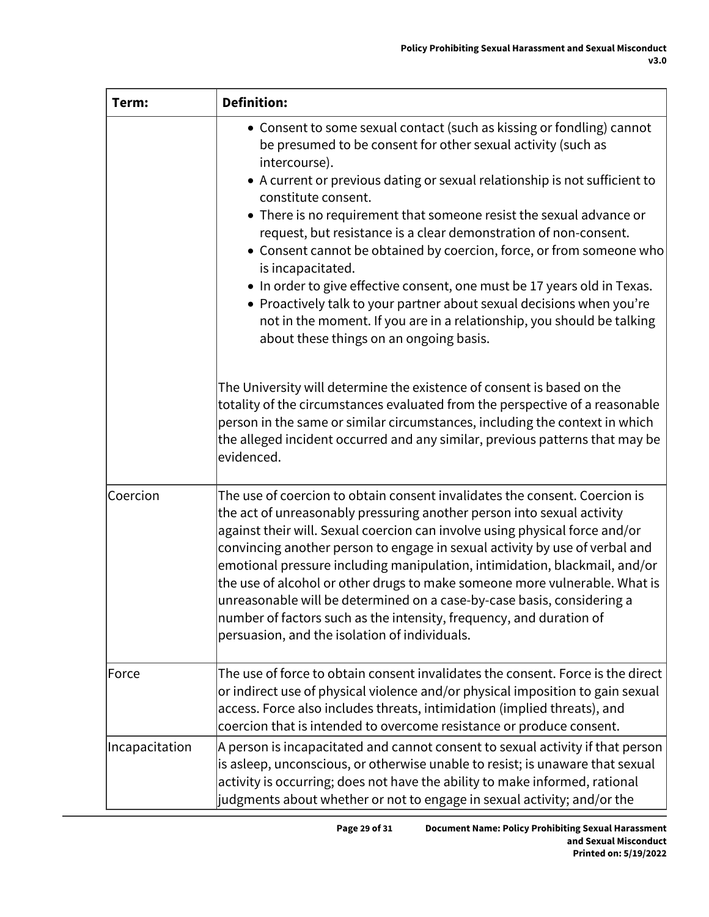| Term: | Definition: |
|---|---|
| | • Consent to some sexual contact (such as kissing or fondling) cannot be presumed to be consent for other sexual activity (such as intercourse).<br>• A current or previous dating or sexual relationship is not sufficient to constitute consent.<br>• There is no requirement that someone resist the sexual advance or request, but resistance is a clear demonstration of non-consent.<br>• Consent cannot be obtained by coercion, force, or from someone who is incapacitated.<br>• In order to give effective consent, one must be 17 years old in Texas.<br>• Proactively talk to your partner about sexual decisions when you're not in the moment. If you are in a relationship, you should be talking about these things on an ongoing basis.<br><br>The University will determine the existence of consent is based on the totality of the circumstances evaluated from the perspective of a reasonable person in the same or similar circumstances, including the context in which the alleged incident occurred and any similar, previous patterns that may be evidenced. |
| Coercion | The use of coercion to obtain consent invalidates the consent. Coercion is the act of unreasonably pressuring another person into sexual activity against their will. Sexual coercion can involve using physical force and/or convincing another person to engage in sexual activity by use of verbal and emotional pressure including manipulation, intimidation, blackmail, and/or the use of alcohol or other drugs to make someone more vulnerable. What is unreasonable will be determined on a case-by-case basis, considering a number of factors such as the intensity, frequency, and duration of persuasion, and the isolation of individuals. |
| Force | The use of force to obtain consent invalidates the consent. Force is the direct or indirect use of physical violence and/or physical imposition to gain sexual access. Force also includes threats, intimidation (implied threats), and coercion that is intended to overcome resistance or produce consent. |
| Incapacitation | A person is incapacitated and cannot consent to sexual activity if that person is asleep, unconscious, or otherwise unable to resist; is unaware that sexual activity is occurring; does not have the ability to make informed, rational judgments about whether or not to engage in sexual activity; and/or the |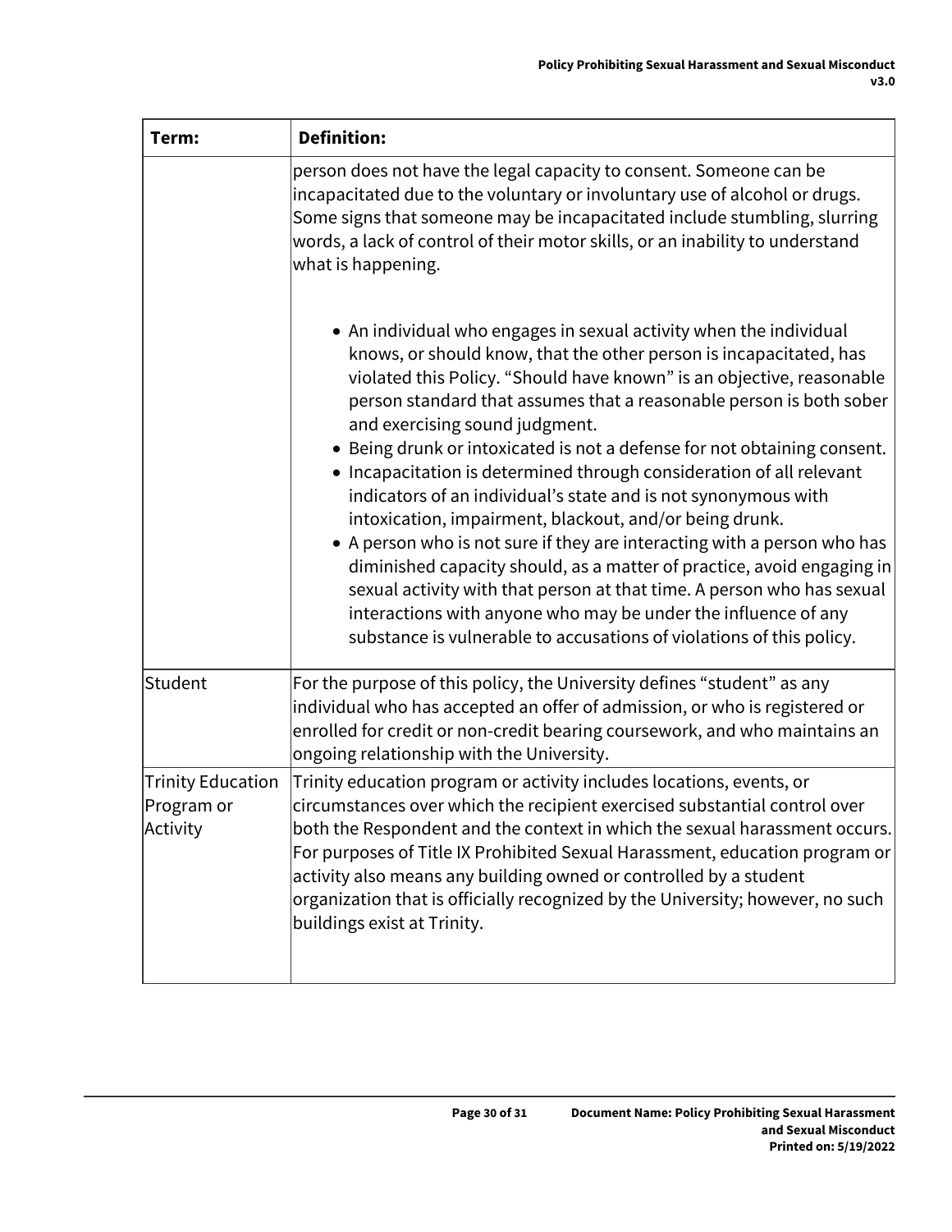| Term: | Definition: |
| --- | --- |
| | person does not have the legal capacity to consent. Someone can be incapacitated due to the voluntary or involuntary use of alcohol or drugs. Some signs that someone may be incapacitated include stumbling, slurring words, a lack of control of their motor skills, or an inability to understand what is happening.<br><br>• An individual who engages in sexual activity when the individual knows, or should know, that the other person is incapacitated, has violated this Policy. "Should have known" is an objective, reasonable person standard that assumes that a reasonable person is both sober and exercising sound judgment.<br>• Being drunk or intoxicated is not a defense for not obtaining consent.<br>• Incapacitation is determined through consideration of all relevant indicators of an individual's state and is not synonymous with intoxication, impairment, blackout, and/or being drunk.<br>• A person who is not sure if they are interacting with a person who has diminished capacity should, as a matter of practice, avoid engaging in sexual activity with that person at that time. A person who has sexual interactions with anyone who may be under the influence of any substance is vulnerable to accusations of violations of this policy. |
| Student | For the purpose of this policy, the University defines "student" as any individual who has accepted an offer of admission, or who is registered or enrolled for credit or non-credit bearing coursework, and who maintains an ongoing relationship with the University. |
| Trinity Education Program or Activity | Trinity education program or activity includes locations, events, or circumstances over which the recipient exercised substantial control over both the Respondent and the context in which the sexual harassment occurs. For purposes of Title IX Prohibited Sexual Harassment, education program or activity also means any building owned or controlled by a student organization that is officially recognized by the University; however, no such buildings exist at Trinity. |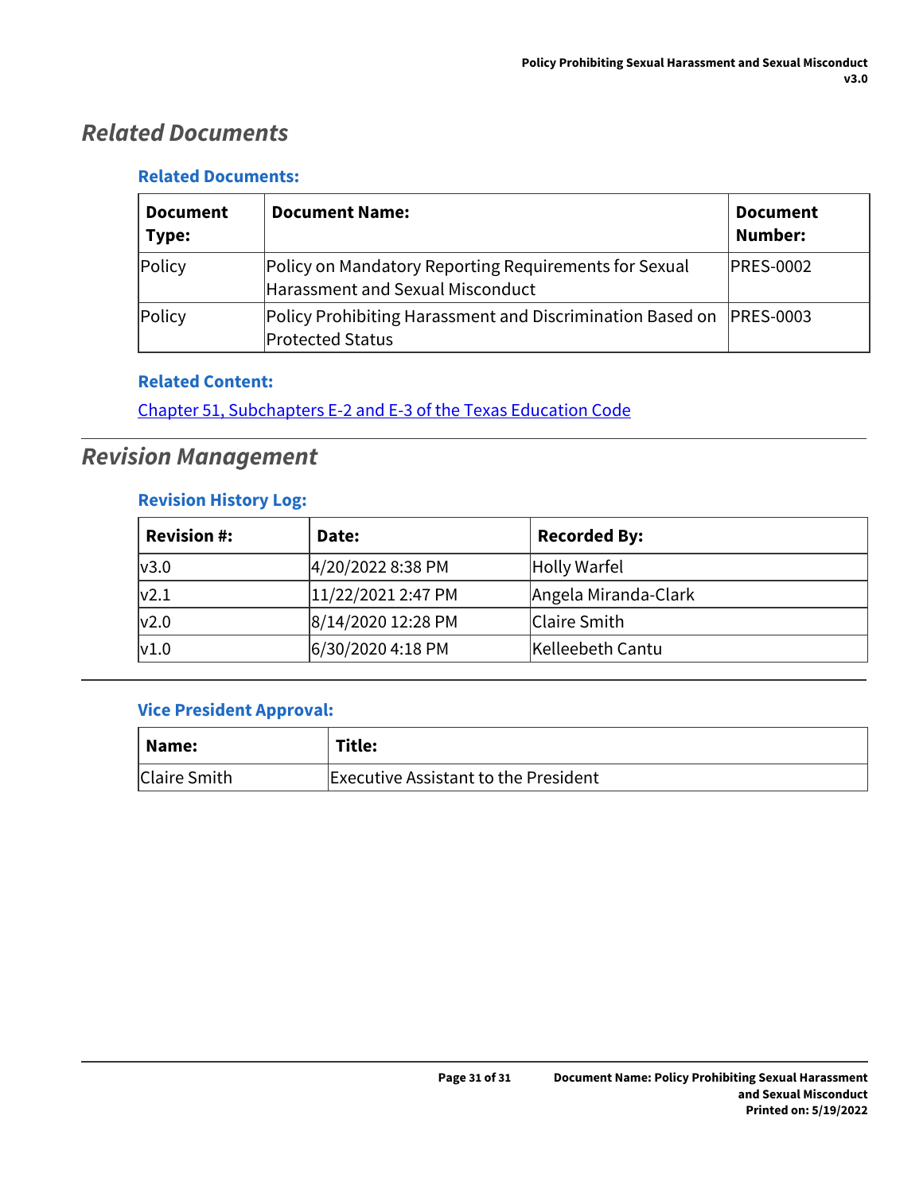## *Related Documents*

### Related Documents:

| Document Type: | Document Name: | Document Number: |
|---|---|---|
| Policy | Policy on Mandatory Reporting Requirements for Sexual Harassment and Sexual Misconduct | PRES-0002 |
| Policy | Policy Prohibiting Harassment and Discrimination Based on Protected Status | PRES-0003 |

### Related Content:

Chapter 51, Subchapters E-2 and E-3 of the Texas Education Code

---

## *Revision Management*

### Revision History Log:

| Revision #: | Date: | Recorded By: |
|---|---|---|
| v3.0 | 4/20/2022 8:38 PM | Holly Warfel |
| v2.1 | 11/22/2021 2:47 PM | Angela Miranda-Clark |
| v2.0 | 8/14/2020 12:28 PM | Claire Smith |
| v1.0 | 6/30/2020 4:18 PM | Kelleebeth Cantu |

---

### Vice President Approval:

| Name: | Title: |
|---|---|
| Claire Smith | Executive Assistant to the President |